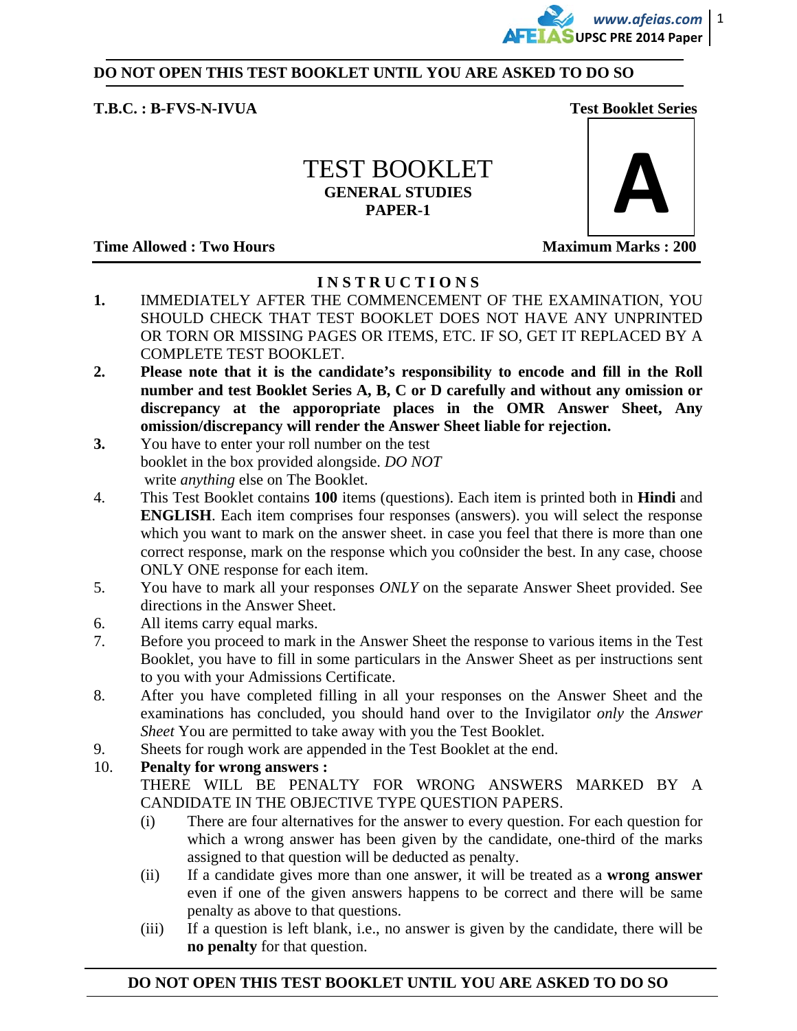**DO NOT OPEN THIS TEST BOOKLET UNTIL YOU ARE ASKED TO DO SO**

**T.B.C. : B-FVS-N-IVUA** **Test Booklet Series**

**A**

# TEST BOOKLET

## GENERAL STUDIES

## PAPER-1

**Time Allowed : Two Hours** **Maximum Marks : 200**

### INSTRUCTIONS

1. IMMEDIATELY AFTER THE COMMENCEMENT OF THE EXAMINATION, YOU SHOULD CHECK THAT TEST BOOKLET DOES NOT HAVE ANY UNPRINTED OR TORN OR MISSING PAGES OR ITEMS, ETC. IF SO, GET IT REPLACED BY A COMPLETE TEST BOOKLET.
2. **Please note that it is the candidate's responsibility to encode and fill in the Roll number and test Booklet Series A, B, C or D carefully and without any omission or discrepancy at the apporopriate places in the OMR Answer Sheet, Any omission/discrepancy will render the Answer Sheet liable for rejection.**
3. You have to enter your roll number on the test booklet in the box provided alongside. *DO NOT* write *anything* else on The Booklet.
4. This Test Booklet contains **100** items (questions). Each item is printed both in **Hindi** and **ENGLISH**. Each item comprises four responses (answers). you will select the response which you want to mark on the answer sheet. in case you feel that there is more than one correct response, mark on the response which you co0nsider the best. In any case, choose ONLY ONE response for each item.
5. You have to mark all your responses *ONLY* on the separate Answer Sheet provided. See directions in the Answer Sheet.
6. All items carry equal marks.
7. Before you proceed to mark in the Answer Sheet the response to various items in the Test Booklet, you have to fill in some particulars in the Answer Sheet as per instructions sent to you with your Admissions Certificate.
8. After you have completed filling in all your responses on the Answer Sheet and the examinations has concluded, you should hand over to the Invigilator *only* the *Answer Sheet* You are permitted to take away with you the Test Booklet.
9. Sheets for rough work are appended in the Test Booklet at the end.
10. **Penalty for wrong answers :**

    THERE WILL BE PENALTY FOR WRONG ANSWERS MARKED BY A CANDIDATE IN THE OBJECTIVE TYPE QUESTION PAPERS.

    (i) There are four alternatives for the answer to every question. For each question for which a wrong answer has been given by the candidate, one-third of the marks assigned to that question will be deducted as penalty.

    (ii) If a candidate gives more than one answer, it will be treated as a **wrong answer** even if one of the given answers happens to be correct and there will be same penalty as above to that questions.

    (iii) If a question is left blank, i.e., no answer is given by the candidate, there will be **no penalty** for that question.

**DO NOT OPEN THIS TEST BOOKLET UNTIL YOU ARE ASKED TO DO SO**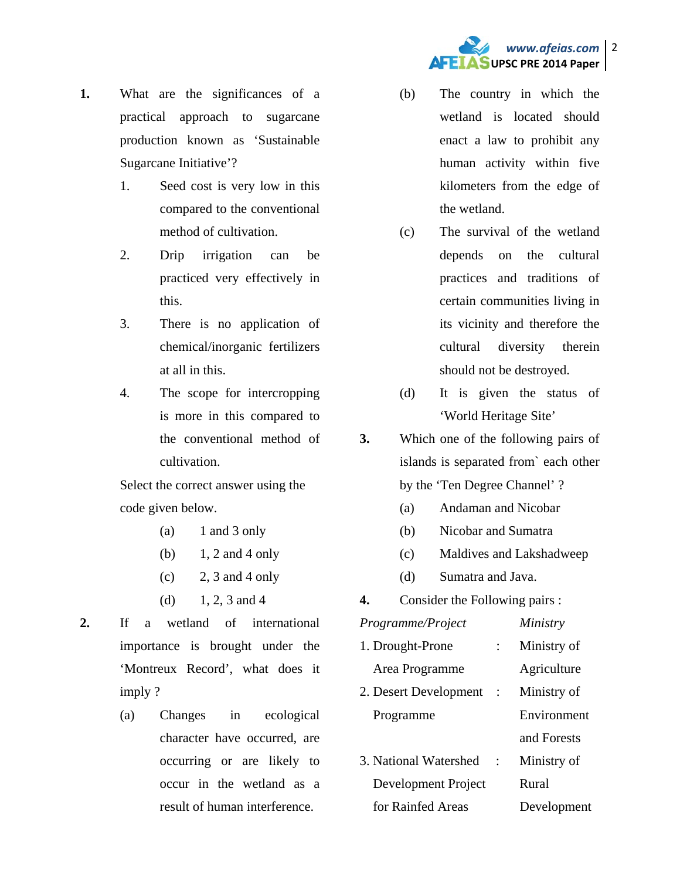**1.** What are the significances of a practical approach to sugarcane production known as 'Sustainable Sugarcane Initiative'?

1. Seed cost is very low in this compared to the conventional method of cultivation.
2. Drip irrigation can be practiced very effectively in this.
3. There is no application of chemical/inorganic fertilizers at all in this.
4. The scope for intercropping is more in this compared to the conventional method of cultivation.

Select the correct answer using the code given below.

(a) 1 and 3 only
(b) 1, 2 and 4 only
(c) 2, 3 and 4 only
(d) 1, 2, 3 and 4

**2.** If a wetland of international importance is brought under the 'Montreux Record', what does it imply ?

(a) Changes in ecological character have occurred, are occurring or are likely to occur in the wetland as a result of human interference.
(b) The country in which the wetland is located should enact a law to prohibit any human activity within five kilometers from the edge of the wetland.
(c) The survival of the wetland depends on the cultural practices and traditions of certain communities living in its vicinity and therefore the cultural diversity therein should not be destroyed.
(d) It is given the status of 'World Heritage Site'

**3.** Which one of the following pairs of islands is separated from` each other by the 'Ten Degree Channel' ?

(a) Andaman and Nicobar
(b) Nicobar and Sumatra
(c) Maldives and Lakshadweep
(d) Sumatra and Java.

**4.** Consider the Following pairs :

| *Programme/Project* | | *Ministry* |
|---|---|---|
| 1. Drought-Prone Area Programme | : | Ministry of Agriculture |
| 2. Desert Development Programme | : | Ministry of Environment and Forests |
| 3. National Watershed Development Project for Rainfed Areas | : | Ministry of Rural Development |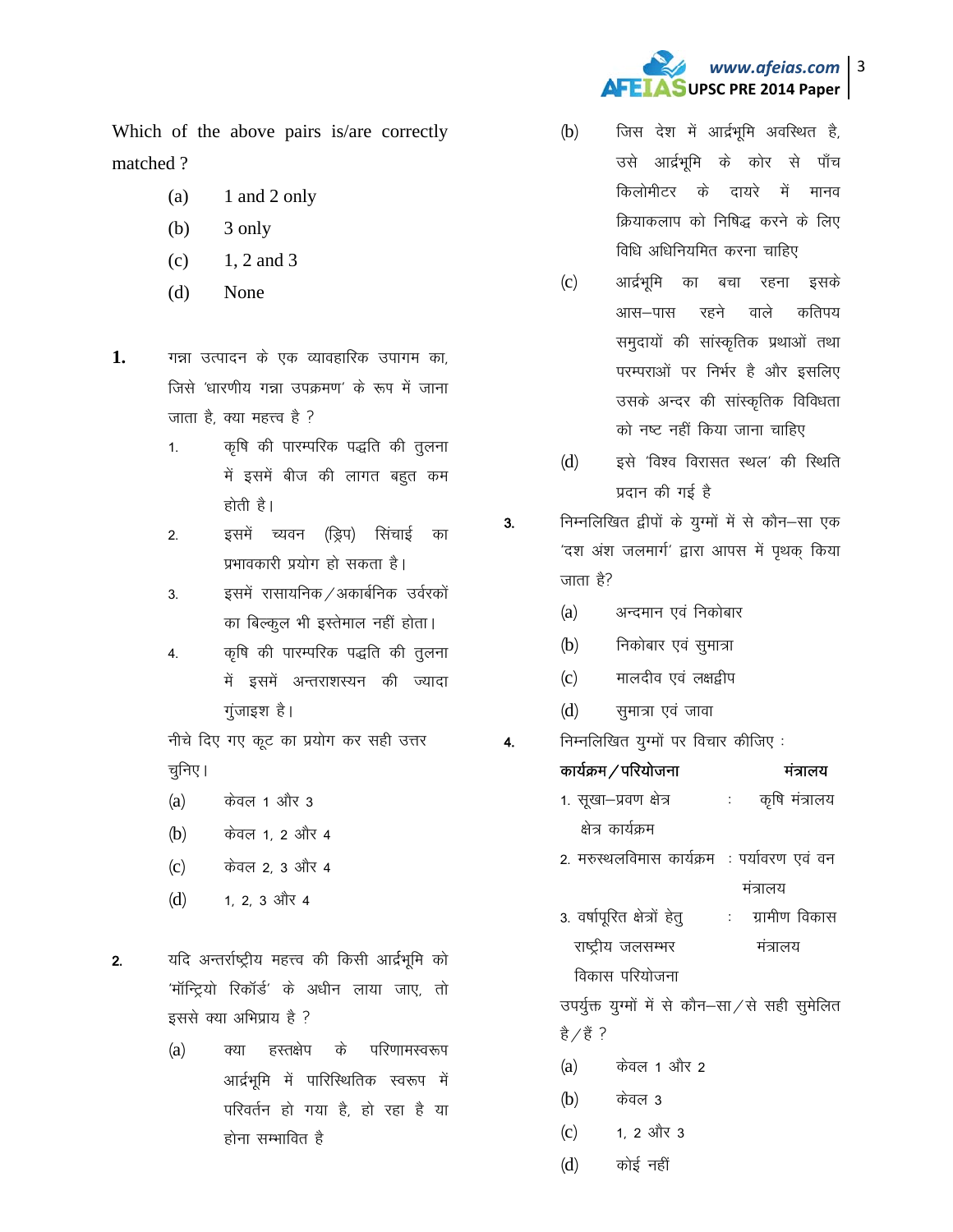Which of the above pairs is/are correctly matched ?

(a) 1 and 2 only

(b) 3 only

(c) 1, 2 and 3

(d) None

**1.** गन्ना उत्पादन के एक व्यावहारिक उपागम का, जिसे 'धारणीय गन्ना उपक्रमण' के रूप में जाना जाता है, क्या महत्त्व है ?

1. कृषि की पारम्परिक पद्धति की तुलना में इसमें बीज की लागत बहुत कम होती है।
2. इसमें च्यवन (ड्रिप) सिंचाई का प्रभावकारी प्रयोग हो सकता है।
3. इसमें रासायनिक/अकार्बनिक उर्वरकों का बिल्कुल भी इस्तेमाल नहीं होता।
4. कृषि की पारम्परिक पद्धति की तुलना में इसमें अन्तराशस्यन की ज्यादा गुंजाइश है।

नीचे दिए गए कूट का प्रयोग कर सही उत्तर चुनिए।

(a) केवल 1 और 3

(b) केवल 1, 2 और 4

(c) केवल 2, 3 और 4

(d) 1, 2, 3 और 4

**2.** यदि अन्तर्राष्ट्रीय महत्त्व की किसी आर्द्रभूमि को 'मॉन्ट्रियो रिकॉर्ड' के अधीन लाया जाए, तो इससे क्या अभिप्राय है ?

(a) क्या हस्तक्षेप के परिणामस्वरूप आर्द्रभूमि में पारिस्थितिक स्वरूप में परिवर्तन हो गया है, हो रहा है या होना सम्भावित है

(b) जिस देश में आर्द्रभूमि अवस्थित है, उसे आर्द्रभूमि के कोर से पाँच किलोमीटर के दायरे में मानव क्रियाकलाप को निषिद्ध करने के लिए विधि अधिनियमित करना चाहिए

(c) आर्द्रभूमि का बचा रहना इसके आस-पास रहने वाले कतिपय समुदायों की सांस्कृतिक प्रथाओं तथा परम्पराओं पर निर्भर है और इसलिए उसके अन्दर की सांस्कृतिक विविधता को नष्ट नहीं किया जाना चाहिए

(d) इसे 'विश्व विरासत स्थल' की स्थिति प्रदान की गई है

**3.** निम्नलिखित द्वीपों के युग्मों में से कौन-सा एक 'दश अंश जलमार्ग' द्वारा आपस में पृथक् किया जाता है?

(a) अन्दमान एवं निकोबार

(b) निकोबार एवं सुमात्रा

(c) मालदीव एवं लक्षद्वीप

(d) सुमात्रा एवं जावा

**4.** निम्नलिखित युग्मों पर विचार कीजिए :

| **कार्यक्रम/परियोजना** | | **मंत्रालय** |
|---|---|---|
| 1. सूखा-प्रवण क्षेत्र क्षेत्र कार्यक्रम | : | कृषि मंत्रालय |
| 2. मरुस्थलविमास कार्यक्रम | : | पर्यावरण एवं वन मंत्रालय |
| 3. वर्षापूरित क्षेत्रों हेतु राष्ट्रीय जलसम्भर विकास परियोजना | : | ग्रामीण विकास मंत्रालय |

उपर्युक्त युग्मों में से कौन-सा/से सही सुमेलित है/हैं ?

(a) केवल 1 और 2

(b) केवल 3

(c) 1, 2 और 3

(d) कोई नहीं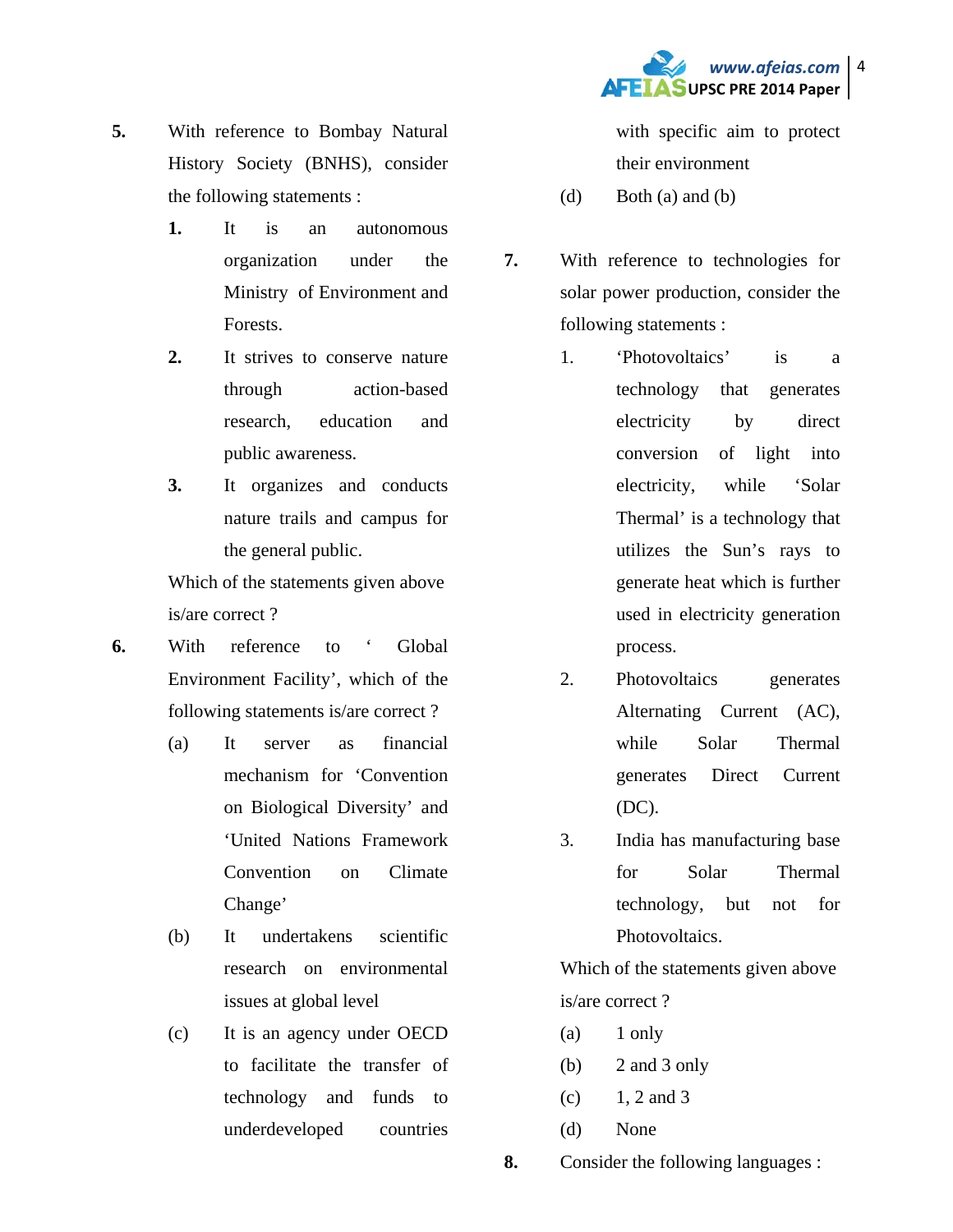**5.** With reference to Bombay Natural History Society (BNHS), consider the following statements :

**1.** It is an autonomous organization under the Ministry of Environment and Forests.

**2.** It strives to conserve nature through action-based research, education and public awareness.

**3.** It organizes and conducts nature trails and campus for the general public.

Which of the statements given above is/are correct ?

**6.** With reference to ' Global Environment Facility', which of the following statements is/are correct ?

(a) It server as financial mechanism for 'Convention on Biological Diversity' and 'United Nations Framework Convention on Climate Change'

(b) It undertakens scientific research on environmental issues at global level

(c) It is an agency under OECD to facilitate the transfer of technology and funds to underdeveloped countries with specific aim to protect their environment

(d) Both (a) and (b)

**7.** With reference to technologies for solar power production, consider the following statements :

1. 'Photovoltaics' is a technology that generates electricity by direct conversion of light into electricity, while 'Solar Thermal' is a technology that utilizes the Sun's rays to generate heat which is further used in electricity generation process.

2. Photovoltaics generates Alternating Current (AC), while Solar Thermal generates Direct Current (DC).

3. India has manufacturing base for Solar Thermal technology, but not for Photovoltaics.

Which of the statements given above is/are correct ?

(a) 1 only

(b) 2 and 3 only

(c) 1, 2 and 3

(d) None

**8.** Consider the following languages :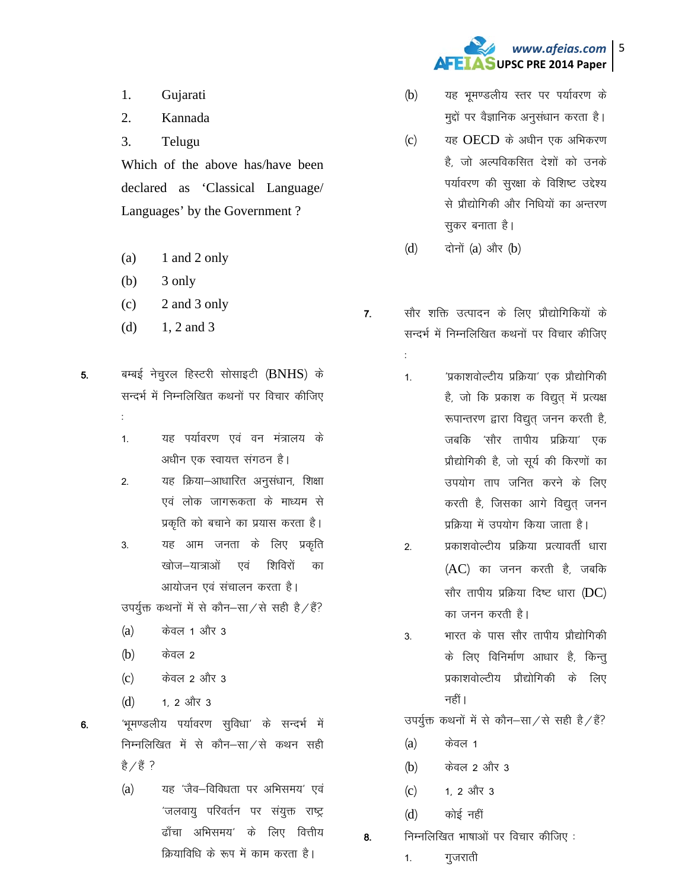1. Gujarati
2. Kannada
3. Telugu

Which of the above has/have been declared as 'Classical Language/ Languages' by the Government ?

(a) 1 and 2 only
(b) 3 only
(c) 2 and 3 only
(d) 1, 2 and 3

**5.** बम्बई नेचुरल हिस्ट्री सोसाइटी (BNHS) के सन्दर्भ में निम्नलिखित कथनों पर विचार कीजिए :

1. यह पर्यावरण एवं वन मंत्रालय के अधीन एक स्वायत्त संगठन है।
2. यह क्रिया–आधारित अनुसंधान, शिक्षा एवं लोक जागरूकता के माध्यम से प्रकृति को बचाने का प्रयास करता है।
3. यह आम जनता के लिए प्रकृति खोज–यात्राओं एवं शिविरों का आयोजन एवं संचालन करता है।

उपर्युक्त कथनों में से कौन–सा/से सही है/हैं?

(a) केवल 1 और 3
(b) केवल 2
(c) केवल 2 और 3
(d) 1, 2 और 3

**6.** 'भूमण्डलीय पर्यावरण सुविधा' के सन्दर्भ में निम्नलिखित में से कौन–सा/से कथन सही है/हैं ?

(a) यह 'जैव–विविधता पर अभिसमय' एवं 'जलवायु परिवर्तन पर संयुक्त राष्ट्र ढाँचा अभिसमय' के लिए वित्तीय क्रियाविधि के रूप में काम करता है।
(b) यह भूमण्डलीय स्तर पर पर्यावरण के मुद्दों पर वैज्ञानिक अनुसंधान करता है।
(c) यह OECD के अधीन एक अभिकरण है, जो अल्पविकसित देशों को उनके पर्यावरण की सुरक्षा के विशिष्ट उद्देश्य से प्रौद्योगिकी और निधियों का अन्तरण सुकर बनाता है।
(d) दोनों (a) और (b)

**7.** सौर शक्ति उत्पादन के लिए प्रौद्योगिकियों के सन्दर्भ में निम्नलिखित कथनों पर विचार कीजिए :

1. 'प्रकाशवोल्टीय प्रक्रिया' एक प्रौद्योगिकी है, जो कि प्रकाश क विद्युत् में प्रत्यक्ष रूपान्तरण द्वारा विद्युत् जनन करती है, जबकि 'सौर तापीय प्रक्रिया' एक प्रौद्योगिकी है, जो सूर्य की किरणों का उपयोग ताप जनित करने के लिए करती है, जिसका आगे विद्युत् जनन प्रक्रिया में उपयोग किया जाता है।
2. प्रकाशवोल्टीय प्रक्रिया प्रत्यावर्ती धारा (AC) का जनन करती है, जबकि सौर तापीय प्रक्रिया दिष्ट धारा (DC) का जनन करती है।
3. भारत के पास सौर तापीय प्रौद्योगिकी के लिए विनिर्माण आधार है, किन्तु प्रकाशवोल्टीय प्रौद्योगिकी के लिए नहीं।

उपर्युक्त कथनों में से कौन–सा/से सही है/हैं?

(a) केवल 1
(b) केवल 2 और 3
(c) 1, 2 और 3
(d) कोई नहीं

**8.** निम्नलिखित भाषाओं पर विचार कीजिए :

1. गुजराती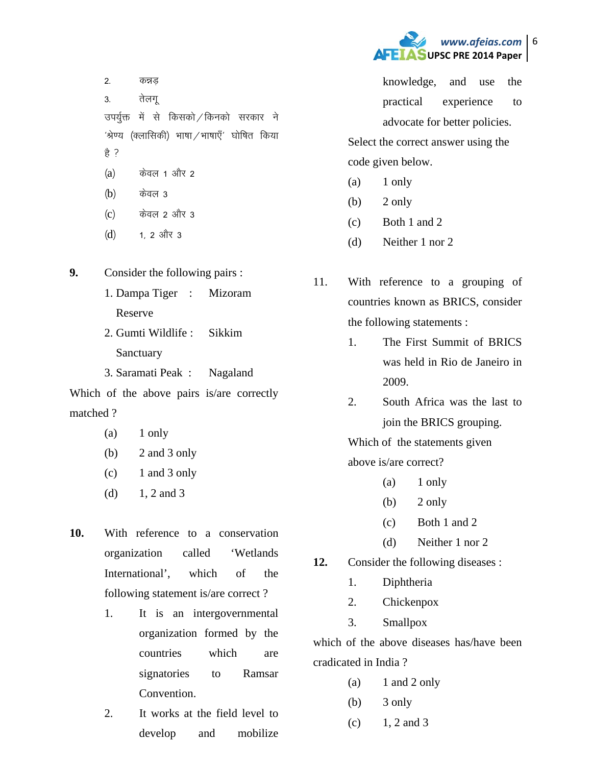2. कन्नड़
3. तेलगू

उपर्युक्त में से किसको/किनको सरकार ने 'श्रेण्य (क्लासिकी) भाषा/भाषाएँ' घोषित किया है ?

(a) केवल 1 और 2
(b) केवल 3
(c) केवल 2 और 3
(d) 1, 2 और 3

**9.** Consider the following pairs :

1. Dampa Tiger Reserve : Mizoram
2. Gumti Wildlife Sanctuary : Sikkim
3. Saramati Peak : Nagaland

Which of the above pairs is/are correctly matched ?

(a) 1 only
(b) 2 and 3 only
(c) 1 and 3 only
(d) 1, 2 and 3

**10.** With reference to a conservation organization called 'Wetlands International', which of the following statement is/are correct ?

1. It is an intergovernmental organization formed by the countries which are signatories to Ramsar Convention.
2. It works at the field level to develop and mobilize knowledge, and use the practical experience to advocate for better policies.

Select the correct answer using the code given below.

(a) 1 only
(b) 2 only
(c) Both 1 and 2
(d) Neither 1 nor 2

11. With reference to a grouping of countries known as BRICS, consider the following statements :

1. The First Summit of BRICS was held in Rio de Janeiro in 2009.
2. South Africa was the last to join the BRICS grouping.

Which of the statements given above is/are correct?

(a) 1 only
(b) 2 only
(c) Both 1 and 2
(d) Neither 1 nor 2

**12.** Consider the following diseases :

1. Diphtheria
2. Chickenpox
3. Smallpox

which of the above diseases has/have been eradicated in India ?

(a) 1 and 2 only
(b) 3 only
(c) 1, 2 and 3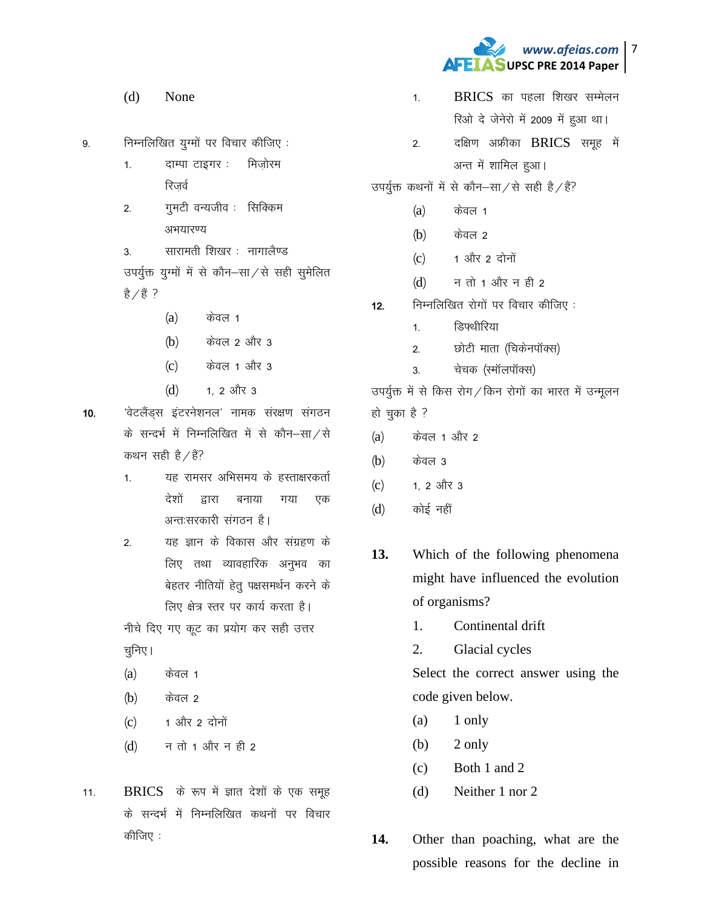(d) None

9. निम्नलिखित युग्मों पर विचार कीजिए :

1. दाम्पा टाइगर रिज़र्व : मिज़ोरम
2. गुमटी वन्यजीव अभयारण्य : सिक्किम
3. सारामती शिखर : नागालैण्ड

उपर्युक्त युग्मों में से कौन–सा/से सही सुमेलित है/हैं ?

(a) केवल 1
(b) केवल 2 और 3
(c) केवल 1 और 3
(d) 1, 2 और 3

10. 'वेटलैंड्स इंटरनेशनल' नामक संरक्षण संगठन के सन्दर्भ में निम्नलिखित में से कौन–सा/से कथन सही है/हैं?

1. यह रामसर अभिसमय के हस्ताक्षरकर्ता देशों द्वारा बनाया गया एक अन्तःसरकारी संगठन है।
2. यह ज्ञान के विकास और संग्रहण के लिए तथा व्यावहारिक अनुभव का बेहतर नीतियों हेतु पक्षसमर्थन करने के लिए क्षेत्र स्तर पर कार्य करता है।

नीचे दिए गए कूट का प्रयोग कर सही उत्तर चुनिए।

(a) केवल 1
(b) केवल 2
(c) 1 और 2 दोनों
(d) न तो 1 और न ही 2

11. BRICS के रूप में ज्ञात देशों के एक समूह के सन्दर्भ में निम्नलिखित कथनों पर विचार कीजिए :

1. BRICS का पहला शिखर सम्मेलन रिओ दे जेनेरो में 2009 में हुआ था।
2. दक्षिण अफ्रीका BRICS समूह में अन्त में शामिल हुआ।

उपर्युक्त कथनों में से कौन–सा/से सही है/हैं?

(a) केवल 1
(b) केवल 2
(c) 1 और 2 दोनों
(d) न तो 1 और न ही 2

12. निम्नलिखित रोगों पर विचार कीजिए :

1. डिफ्थीरिया
2. छोटी माता (चिकेनपॉक्स)
3. चेचक (स्मॉलपॉक्स)

उपर्युक्त में से किस रोग/किन रोगों का भारत में उन्मूलन हो चुका है ?

(a) केवल 1 और 2
(b) केवल 3
(c) 1, 2 और 3
(d) कोई नहीं

**13.** Which of the following phenomena might have influenced the evolution of organisms?

1. Continental drift
2. Glacial cycles

Select the correct answer using the code given below.

(a) 1 only
(b) 2 only
(c) Both 1 and 2
(d) Neither 1 nor 2

**14.** Other than poaching, what are the possible reasons for the decline in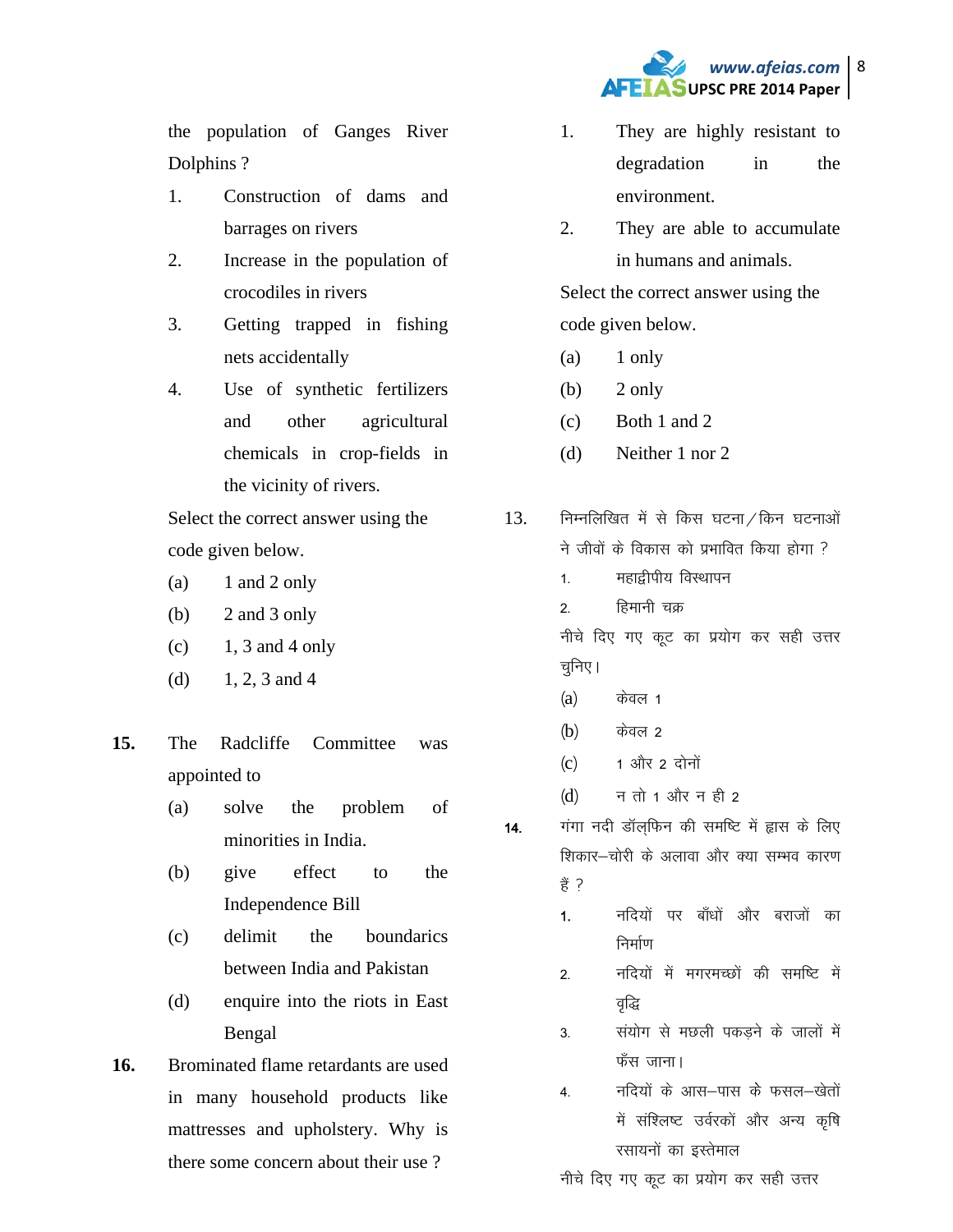the population of Ganges River Dolphins ?

1. Construction of dams and barrages on rivers
2. Increase in the population of crocodiles in rivers
3. Getting trapped in fishing nets accidentally
4. Use of synthetic fertilizers and other agricultural chemicals in crop-fields in the vicinity of rivers.

Select the correct answer using the code given below.

(a) 1 and 2 only

(b) 2 and 3 only

(c) 1, 3 and 4 only

(d) 1, 2, 3 and 4

**15.** The Radcliffe Committee was appointed to

(a) solve the problem of minorities in India.

(b) give effect to the Independence Bill

(c) delimit the boundarics between India and Pakistan

(d) enquire into the riots in East Bengal

**16.** Brominated flame retardants are used in many household products like mattresses and upholstery. Why is there some concern about their use ?

1. They are highly resistant to degradation in the environment.
2. They are able to accumulate in humans and animals.

Select the correct answer using the code given below.

(a) 1 only

(b) 2 only

(c) Both 1 and 2

(d) Neither 1 nor 2

13. निम्नलिखित में से किस घटना/किन घटनाओं ने जीवों के विकास को प्रभावित किया होगा ?

1. महाद्वीपीय विस्थापन
2. हिमानी चक्र

नीचे दिए गए कूट का प्रयोग कर सही उत्तर चुनिए।

(a) केवल 1

(b) केवल 2

(c) 1 और 2 दोनों

(d) न तो 1 और न ही 2

**14.** गंगा नदी डॉलफिन की समष्टि में ह्रास के लिए शिकार–चोरी के अलावा और क्या सम्भव कारण हैं ?

1. नदियों पर बाँधों और बराजों का निर्माण
2. नदियों में मगरमच्छों की समष्टि में वृद्धि
3. संयोग से मछली पकड़ने के जालों में फँस जाना।
4. नदियों के आस–पास के फसल–खेतों में संश्लिष्ट उर्वरकों और अन्य कृषि रसायनों का इस्तेमाल

नीचे दिए गए कूट का प्रयोग कर सही उत्तर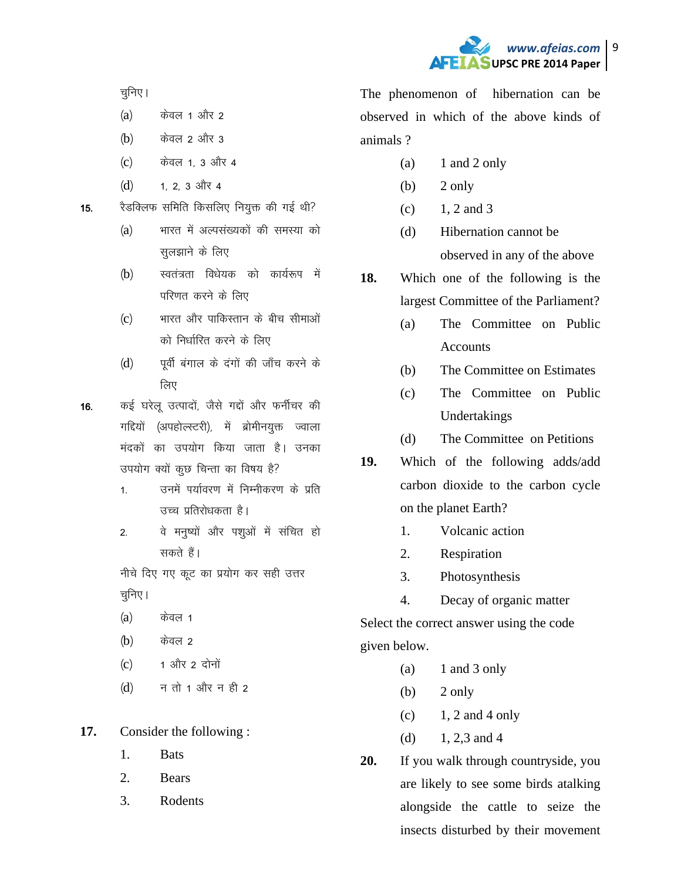चुनिए।

(a) केवल 1 और 2

(b) केवल 2 और 3

(c) केवल 1, 3 और 4

(d) 1, 2, 3 और 4

**15.** रैडक्लिफ समिति किसलिए नियुक्त की गई थी?

(a) भारत में अल्पसंख्यकों की समस्या को सुलझाने के लिए

(b) स्वतंत्रता विधेयक को कार्यरूप में परिणत करने के लिए

(c) भारत और पाकिस्तान के बीच सीमाओं को निर्धारित करने के लिए

(d) पूर्वी बंगाल के दंगों की जाँच करने के लिए

**16.** कई घरेलू उत्पादों, जैसे गद्दों और फर्नीचर की गद्दियों (अपहोल्स्टरी), में ब्रोमीनयुक्त ज्वाला मंदकों का उपयोग किया जाता है। उनका उपयोग क्यों कुछ चिन्ता का विषय है?

1. उनमें पर्यावरण में निम्नीकरण के प्रति उच्च प्रतिरोधकता है।
2. वे मनुष्यों और पशुओं में संचित हो सकते हैं।

नीचे दिए गए कूट का प्रयोग कर सही उत्तर चुनिए।

(a) केवल 1

(b) केवल 2

(c) 1 और 2 दोनों

(d) न तो 1 और न ही 2

**17.** Consider the following :

1. Bats
2. Bears
3. Rodents

The phenomenon of hibernation can be observed in which of the above kinds of animals ?

(a) 1 and 2 only

(b) 2 only

(c) 1, 2 and 3

(d) Hibernation cannot be observed in any of the above

**18.** Which one of the following is the largest Committee of the Parliament?

(a) The Committee on Public Accounts

(b) The Committee on Estimates

(c) The Committee on Public Undertakings

(d) The Committee on Petitions

**19.** Which of the following adds/add carbon dioxide to the carbon cycle on the planet Earth?

1. Volcanic action
2. Respiration
3. Photosynthesis
4. Decay of organic matter

Select the correct answer using the code given below.

(a) 1 and 3 only

(b) 2 only

(c) 1, 2 and 4 only

(d) 1, 2,3 and 4

**20.** If you walk through countryside, you are likely to see some birds atalking alongside the cattle to seize the insects disturbed by their movement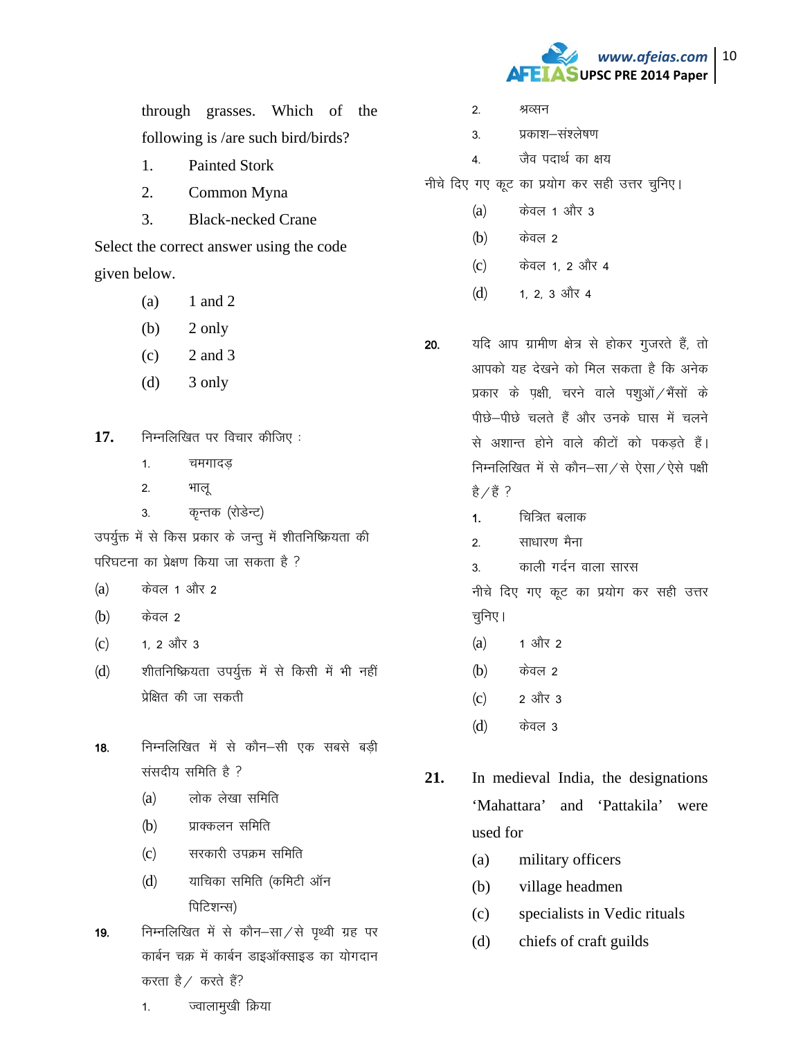through grasses. Which of the following is /are such bird/birds?

1. Painted Stork
2. Common Myna
3. Black-necked Crane

Select the correct answer using the code given below.

(a) 1 and 2

(b) 2 only

(c) 2 and 3

(d) 3 only

**17.** निम्नलिखित पर विचार कीजिए :

1. चमगादड़
2. भालू
3. कृन्तक (रोडेन्ट)

उपर्युक्त में से किस प्रकार के जन्तु में शीतनिष्क्रियता की परिघटना का प्रेक्षण किया जा सकता है ?

(a) केवल 1 और 2

(b) केवल 2

(c) 1, 2 और 3

(d) शीतनिष्क्रियता उपर्युक्त में से किसी में भी नहीं प्रेक्षित की जा सकती

**18.** निम्नलिखित में से कौन–सी एक सबसे बड़ी संसदीय समिति है ?

(a) लोक लेखा समिति

(b) प्राक्कलन समिति

(c) सरकारी उपक्रम समिति

(d) याचिका समिति (कमिटी ऑन पिटिशन्स)

**19.** निम्नलिखित में से कौन–सा/से पृथ्वी ग्रह पर कार्बन चक्र में कार्बन डाइऑक्साइड का योगदान करता है/ करते हैं?

1. ज्वालामुखी क्रिया
2. श्वसन
3. प्रकाश–संश्लेषण
4. जैव पदार्थ का क्षय

नीचे दिए गए कूट का प्रयोग कर सही उत्तर चुनिए।

(a) केवल 1 और 3

(b) केवल 2

(c) केवल 1, 2 और 4

(d) 1, 2, 3 और 4

**20.** यदि आप ग्रामीण क्षेत्र से होकर गुजरते हैं, तो आपको यह देखने को मिल सकता है कि अनेक प्रकार के पक्षी, चरने वाले पशुओं/भैंसों के पीछे–पीछे चलते हैं और उनके घास में चलने से अशान्त होने वाले कीटों को पकड़ते हैं। निम्नलिखित में से कौन–सा/से ऐसा/ऐसे पक्षी है/हैं ?

1. चित्रित बलाक
2. साधारण मैना
3. काली गर्दन वाला सारस

नीचे दिए गए कूट का प्रयोग कर सही उत्तर चुनिए।

(a) 1 और 2

(b) केवल 2

(c) 2 और 3

(d) केवल 3

**21.** In medieval India, the designations 'Mahattara' and 'Pattakila' were used for

(a) military officers

(b) village headmen

(c) specialists in Vedic rituals

(d) chiefs of craft guilds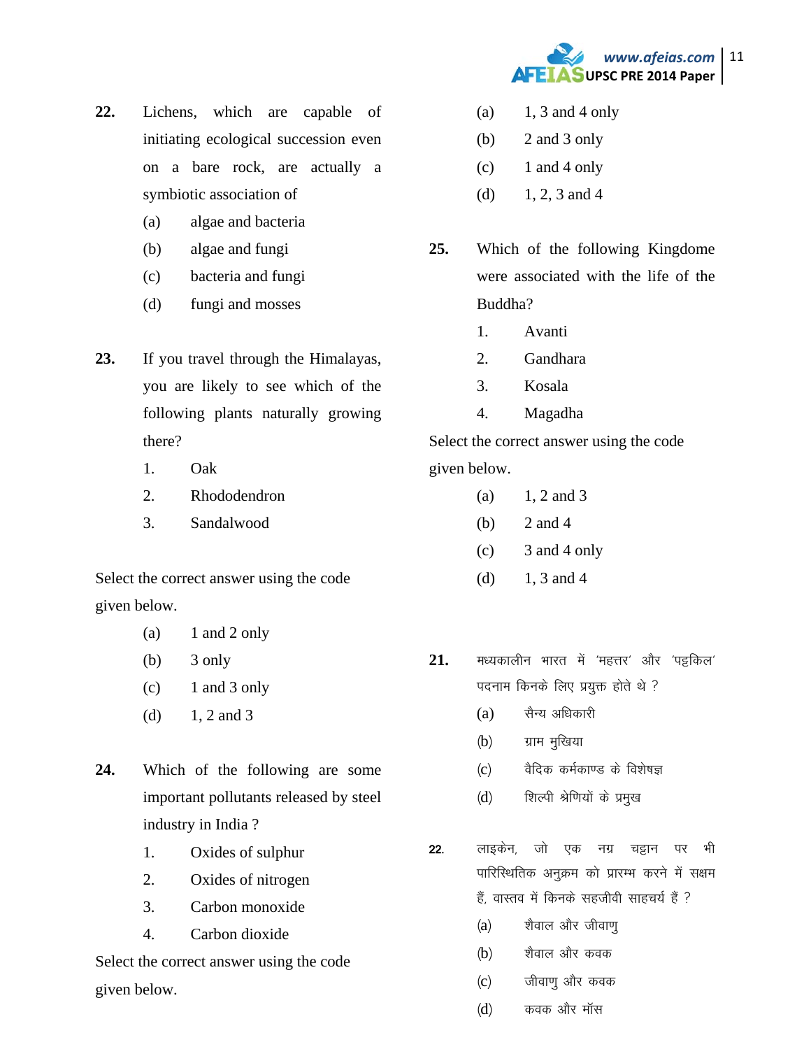**22.** Lichens, which are capable of initiating ecological succession even on a bare rock, are actually a symbiotic association of

(a) algae and bacteria

(b) algae and fungi

(c) bacteria and fungi

(d) fungi and mosses

**23.** If you travel through the Himalayas, you are likely to see which of the following plants naturally growing there?

1. Oak
2. Rhododendron
3. Sandalwood

Select the correct answer using the code given below.

(a) 1 and 2 only

(b) 3 only

(c) 1 and 3 only

(d) 1, 2 and 3

**24.** Which of the following are some important pollutants released by steel industry in India ?

1. Oxides of sulphur
2. Oxides of nitrogen
3. Carbon monoxide
4. Carbon dioxide

Select the correct answer using the code given below.

(a) 1, 3 and 4 only

(b) 2 and 3 only

(c) 1 and 4 only

(d) 1, 2, 3 and 4

**25.** Which of the following Kingdome were associated with the life of the Buddha?

1. Avanti
2. Gandhara
3. Kosala
4. Magadha

Select the correct answer using the code given below.

(a) 1, 2 and 3

(b) 2 and 4

(c) 3 and 4 only

(d) 1, 3 and 4

**21.** मध्यकालीन भारत में 'महत्तर' और 'पट्टकिल' पदनाम किनके लिए प्रयुक्त होते थे ?

(a) सैन्य अधिकारी

(b) ग्राम मुखिया

(c) वैदिक कर्मकाण्ड के विशेषज्ञ

(d) शिल्पी श्रेणियों के प्रमुख

**22.** लाइकेन, जो एक नग्न चट्टान पर भी पारिस्थितिक अनुक्रम को प्रारम्भ करने में सक्षम हैं, वास्तव में किनके सहजीवी साहचर्य हैं ?

(a) शैवाल और जीवाणु

(b) शैवाल और कवक

(c) जीवाणु और कवक

(d) कवक और मॉस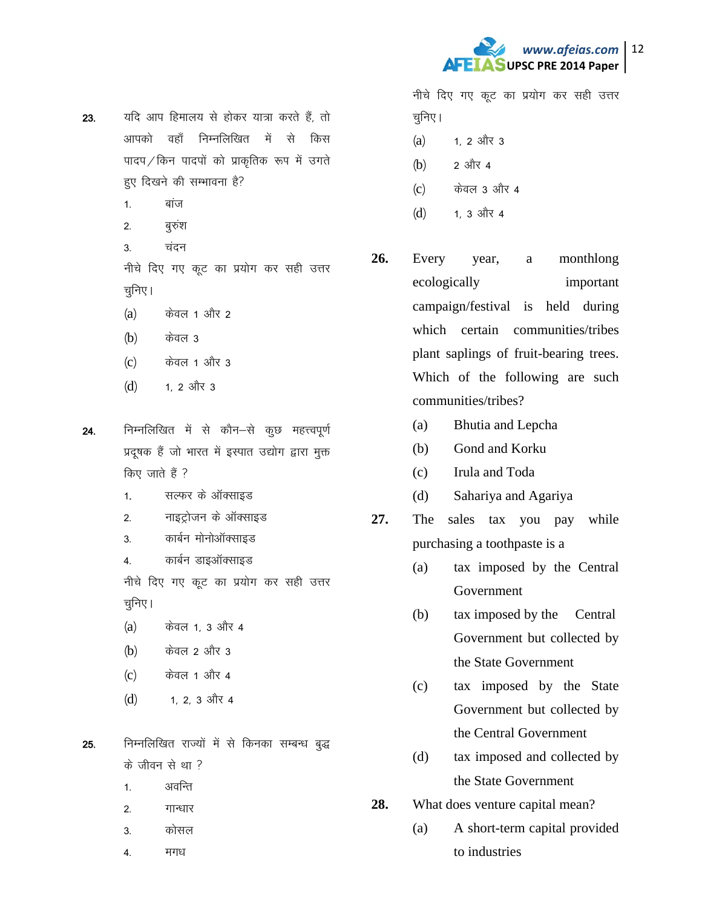23. यदि आप हिमालय से होकर यात्रा करते हैं, तो आपको वहाँ निम्नलिखित में से किस पादप/किन पादपों को प्राकृतिक रूप में उगते हुए दिखने की सम्भावना है?

1. बांज
2. बुरुंश
3. चंदन

नीचे दिए गए कूट का प्रयोग कर सही उत्तर चुनिए।

(a) केवल 1 और 2
(b) केवल 3
(c) केवल 1 और 3
(d) 1, 2 और 3

24. निम्नलिखित में से कौन–से कुछ महत्त्वपूर्ण प्रदूषक हैं जो भारत में इस्पात उद्योग द्वारा मुक्त किए जाते हैं ?

1. सल्फर के ऑक्साइड
2. नाइट्रोजन के ऑक्साइड
3. कार्बन मोनोऑक्साइड
4. कार्बन डाइऑक्साइड

नीचे दिए गए कूट का प्रयोग कर सही उत्तर चुनिए।

(a) केवल 1, 3 और 4
(b) केवल 2 और 3
(c) केवल 1 और 4
(d) 1, 2, 3 और 4

25. निम्नलिखित राज्यों में से किनका सम्बन्ध बुद्ध के जीवन से था ?

1. अवन्ति
2. गान्धार
3. कोसल
4. मगध

नीचे दिए गए कूट का प्रयोग कर सही उत्तर चुनिए।

(a) 1, 2 और 3
(b) 2 और 4
(c) केवल 3 और 4
(d) 1, 3 और 4

26. Every year, a monthlong ecologically important campaign/festival is held during which certain communities/tribes plant saplings of fruit-bearing trees. Which of the following are such communities/tribes?

(a) Bhutia and Lepcha
(b) Gond and Korku
(c) Irula and Toda
(d) Sahariya and Agariya

27. The sales tax you pay while purchasing a toothpaste is a

(a) tax imposed by the Central Government
(b) tax imposed by the Central Government but collected by the State Government
(c) tax imposed by the State Government but collected by the Central Government
(d) tax imposed and collected by the State Government

28. What does venture capital mean?

(a) A short-term capital provided to industries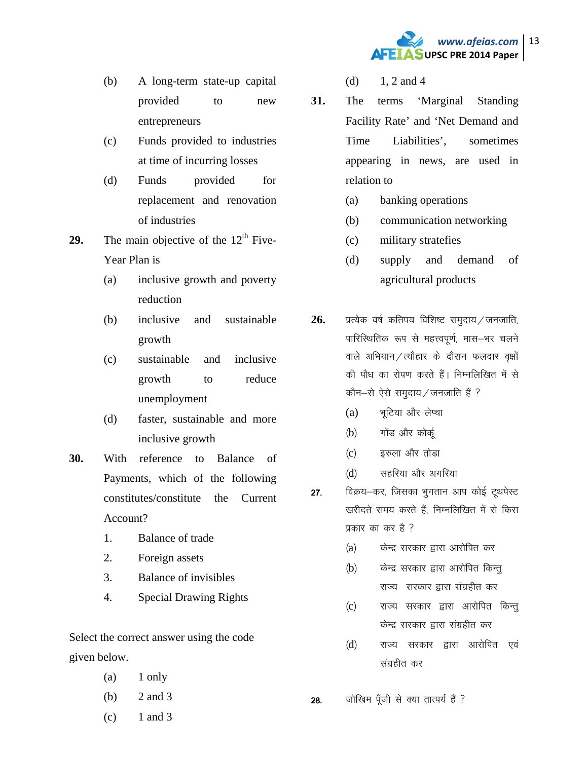(b) A long-term state-up capital provided to new entrepreneurs

(c) Funds provided to industries at time of incurring losses

(d) Funds provided for replacement and renovation of industries

**29.** The main objective of the 12th Five-Year Plan is

(a) inclusive growth and poverty reduction

(b) inclusive and sustainable growth

(c) sustainable and inclusive growth to reduce unemployment

(d) faster, sustainable and more inclusive growth

**30.** With reference to Balance of Payments, which of the following constitutes/constitute the Current Account?

1. Balance of trade
2. Foreign assets
3. Balance of invisibles
4. Special Drawing Rights

Select the correct answer using the code given below.

(a) 1 only

(b) 2 and 3

(c) 1 and 3

(d) 1, 2 and 4

**31.** The terms 'Marginal Standing Facility Rate' and 'Net Demand and Time Liabilities', sometimes appearing in news, are used in relation to

(a) banking operations

(b) communication networking

(c) military stratefies

(d) supply and demand of agricultural products

**26.** प्रत्येक वर्ष कतिपय विशिष्ट समुदाय/जनजाति, पारिस्थितिक रूप से महत्त्वपूर्ण, मास–भर चलने वाले अभियान/त्यौहार के दौरान फलदार वृक्षों की पौध का रोपण करते हैं। निम्नलिखित में से कौन–से ऐसे समुदाय/जनजाति हैं ?

(a) भूटिया और लेप्चा

(b) गोंड और कोर्कू

(c) इरुला और तोडा

(d) सहरिया और अगरिया

**27.** विक्रय–कर, जिसका भुगतान आप कोई टूथपेस्ट खरीदते समय करते हैं, निम्नलिखित में से किस प्रकार का कर है ?

(a) केन्द्र सरकार द्वारा आरोपित कर

(b) केन्द्र सरकार द्वारा आरोपित किन्तु राज्य सरकार द्वारा संग्रहीत कर

(c) राज्य सरकार द्वारा आरोपित किन्तु केन्द्र सरकार द्वारा संग्रहीत कर

(d) राज्य सरकार द्वारा आरोपित एवं संग्रहीत कर

**28.** जोखिम पूँजी से क्या तात्पर्य हैं ?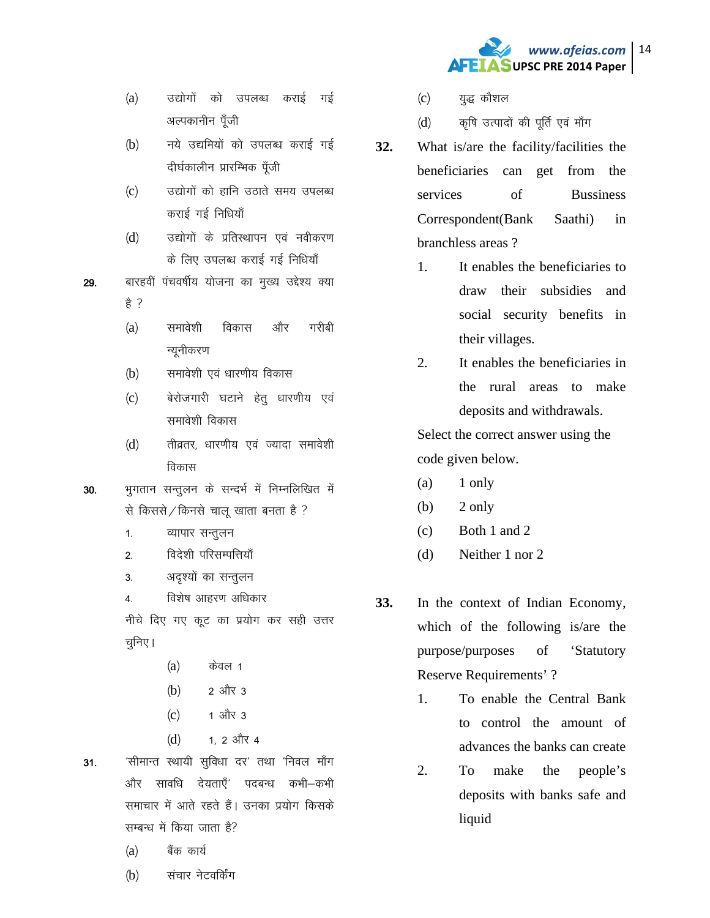(a) उद्योगों को उपलब्ध कराई गई अल्पकालीन पूँजी

(b) नये उद्यमियों को उपलब्ध कराई गई दीर्घकालीन प्रारम्भिक पूँजी

(c) उद्योगों को हानि उठाते समय उपलब्ध कराई गई निधियाँ

(d) उद्योगों के प्रतिस्थापन एवं नवीकरण के लिए उपलब्ध कराई गई निधियाँ

**29.** बारहवीं पंचवर्षीय योजना का मुख्य उद्देश्य क्या है ?

(a) समावेशी विकास और गरीबी न्यूनीकरण

(b) समावेशी एवं धारणीय विकास

(c) बेरोजगारी घटाने हेतु धारणीय एवं समावेशी विकास

(d) तीव्रतर, धारणीय एवं ज्यादा समावेशी विकास

**30.** भुगतान सन्तुलन के सन्दर्भ में निम्नलिखित में से किससे/किनसे चालू खाता बनता है ?

1. व्यापार सन्तुलन
2. विदेशी परिसम्पत्तियाँ
3. अदृश्यों का सन्तुलन
4. विशेष आहरण अधिकार

नीचे दिए गए कूट का प्रयोग कर सही उत्तर चुनिए।

(a) केवल 1

(b) 2 और 3

(c) 1 और 3

(d) 1, 2 और 4

**31.** 'सीमान्त स्थायी सुविधा दर' तथा 'निवल माँग और सावधि देयताएँ' पदबन्ध कभी–कभी समाचार में आते रहते हैं। उनका प्रयोग किसके सम्बन्ध में किया जाता है?

(a) बैंक कार्य

(b) संचार नेटवर्किंग

(c) युद्ध कौशल

(d) कृषि उत्पादों की पूर्ति एवं माँग

**32.** What is/are the facility/facilities the beneficiaries can get from the services of Bussiness Correspondent(Bank Saathi) in branchless areas ?

1. It enables the beneficiaries to draw their subsidies and social security benefits in their villages.
2. It enables the beneficiaries in the rural areas to make deposits and withdrawals.

Select the correct answer using the code given below.

(a) 1 only

(b) 2 only

(c) Both 1 and 2

(d) Neither 1 nor 2

**33.** In the context of Indian Economy, which of the following is/are the purpose/purposes of 'Statutory Reserve Requirements' ?

1. To enable the Central Bank to control the amount of advances the banks can create
2. To make the people's deposits with banks safe and liquid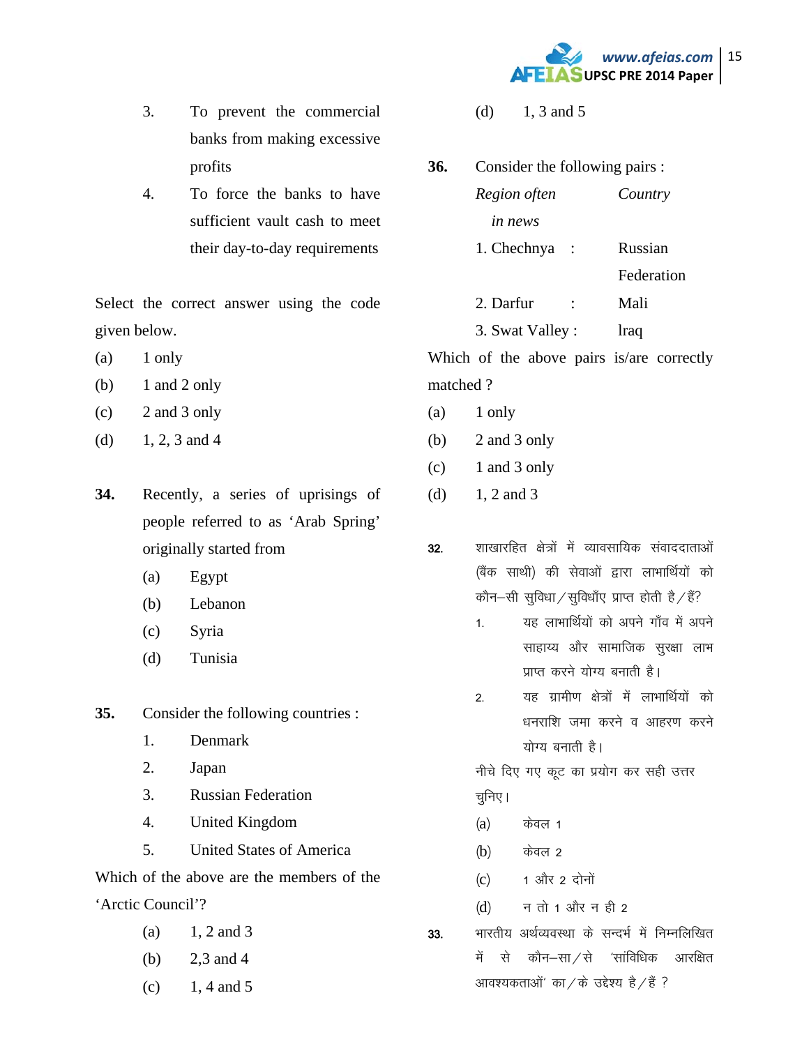3. To prevent the commercial banks from making excessive profits
4. To force the banks to have sufficient vault cash to meet their day-to-day requirements

Select the correct answer using the code given below.

(a) 1 only
(b) 1 and 2 only
(c) 2 and 3 only
(d) 1, 2, 3 and 4

**34.** Recently, a series of uprisings of people referred to as 'Arab Spring' originally started from

(a) Egypt
(b) Lebanon
(c) Syria
(d) Tunisia

**35.** Consider the following countries :

1. Denmark
2. Japan
3. Russian Federation
4. United Kingdom
5. United States of America

Which of the above are the members of the 'Arctic Council'?

(a) 1, 2 and 3
(b) 2,3 and 4
(c) 1, 4 and 5
(d) 1, 3 and 5

**36.** Consider the following pairs :

| *Region often in news* | | *Country* |
|---|---|---|
| 1. Chechnya | : | Russian Federation |
| 2. Darfur | : | Mali |
| 3. Swat Valley | : | lraq |

Which of the above pairs is/are correctly matched ?

(a) 1 only
(b) 2 and 3 only
(c) 1 and 3 only
(d) 1, 2 and 3

**32.** शाखारहित क्षेत्रों में व्यावसायिक संवाददाताओं (बैंक साथी) की सेवाओं द्वारा लाभार्थियों को कौन–सी सुविधा/सुविधाँए प्राप्त होती है/हैं?

1. यह लाभार्थियों को अपने गाँव में अपने साहाय्य और सामाजिक सुरक्षा लाभ प्राप्त करने योग्य बनाती है।
2. यह ग्रामीण क्षेत्रों में लाभार्थियों को धनराशि जमा करने व आहरण करने योग्य बनाती है।

नीचे दिए गए कूट का प्रयोग कर सही उत्तर चुनिए।

(a) केवल 1
(b) केवल 2
(c) 1 और 2 दोनों
(d) न तो 1 और न ही 2

**33.** भारतीय अर्थव्यवस्था के सन्दर्भ में निम्नलिखित में से कौन–सा/से 'सांविधिक आरक्षित आवश्यकताओं' का/के उद्देश्य है/हैं ?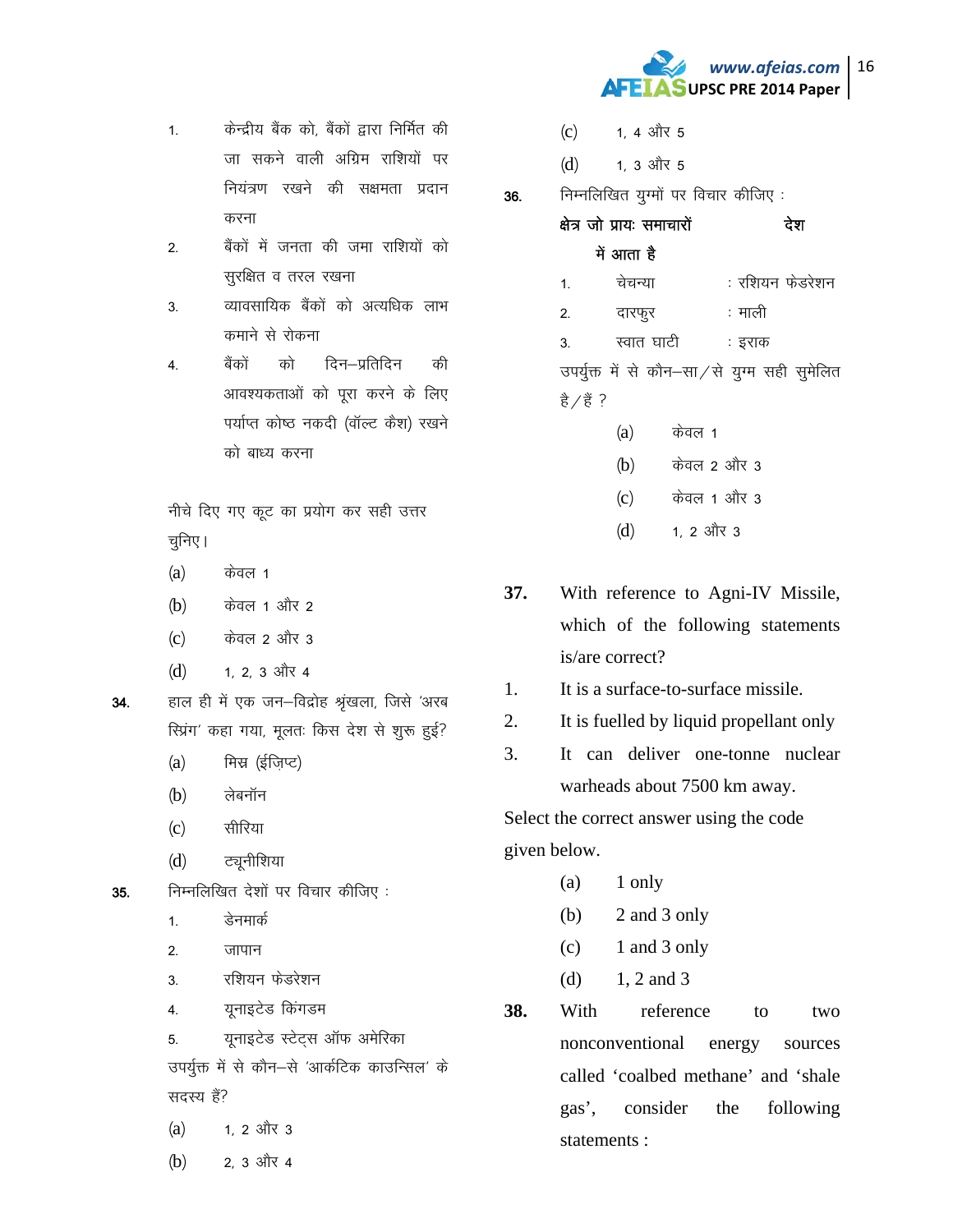1. केन्द्रीय बैंक को, बैंकों द्वारा निर्मित की जा सकने वाली अग्रिम राशियों पर नियंत्रण रखने की सक्षमता प्रदान करना
2. बैंकों में जनता की जमा राशियों को सुरक्षित व तरल रखना
3. व्यावसायिक बैंकों को अत्यधिक लाभ कमाने से रोकना
4. बैंकों को दिन–प्रतिदिन की आवश्यकताओं को पूरा करने के लिए पर्याप्त कोष्ठ नकदी (वॉल्ट कैश) रखने को बाध्य करना

नीचे दिए गए कूट का प्रयोग कर सही उत्तर चुनिए।

(a) केवल 1
(b) केवल 1 और 2
(c) केवल 2 और 3
(d) 1, 2, 3 और 4

**34.** हाल ही में एक जन–विद्रोह श्रृंखला, जिसे 'अरब स्प्रिंग' कहा गया, मूलतः किस देश से शुरू हुई?

(a) मिस्र (ईज़िप्ट)
(b) लेबनॉन
(c) सीरिया
(d) ट्यूनीशिया

**35.** निम्नलिखित देशों पर विचार कीजिए :

1. डेनमार्क
2. जापान
3. रशियन फेडरेशन
4. यूनाइटेड किंगडम
5. यूनाइटेड स्टेट्स ऑफ अमेरिका

उपर्युक्त में से कौन–से 'आर्कटिक काउन्सिल' के सदस्य हैं?

(a) 1, 2 और 3
(b) 2, 3 और 4
(c) 1, 4 और 5
(d) 1, 3 और 5

**36.** निम्नलिखित युग्मों पर विचार कीजिए :

| **क्षेत्र जो प्रायः समाचारों में आता है** | **देश** |
|---|---|
| 1. चेचन्या | : रशियन फेडरेशन |
| 2. दारफुर | : माली |
| 3. स्वात घाटी | : इराक |

उपर्युक्त में से कौन–सा/से युग्म सही सुमेलित है/हैं ?

(a) केवल 1
(b) केवल 2 और 3
(c) केवल 1 और 3
(d) 1, 2 और 3

**37.** With reference to Agni-IV Missile, which of the following statements is/are correct?

1. It is a surface-to-surface missile.
2. It is fuelled by liquid propellant only
3. It can deliver one-tonne nuclear warheads about 7500 km away.

Select the correct answer using the code given below.

(a) 1 only
(b) 2 and 3 only
(c) 1 and 3 only
(d) 1, 2 and 3

**38.** With reference to two nonconventional energy sources called 'coalbed methane' and 'shale gas', consider the following statements :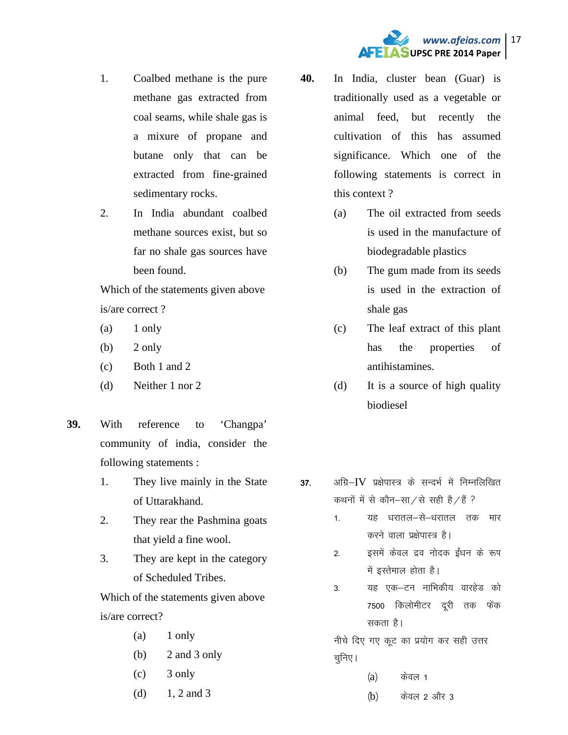1. Coalbed methane is the pure methane gas extracted from coal seams, while shale gas is a mixure of propane and butane only that can be extracted from fine-grained sedimentary rocks.
2. In India abundant coalbed methane sources exist, but so far no shale gas sources have been found.

Which of the statements given above is/are correct ?

(a) 1 only
(b) 2 only
(c) Both 1 and 2
(d) Neither 1 nor 2

**39.** With reference to 'Changpa' community of india, consider the following statements :

1. They live mainly in the State of Uttarakhand.
2. They rear the Pashmina goats that yield a fine wool.
3. They are kept in the category of Scheduled Tribes.

Which of the statements given above is/are correct?

(a) 1 only
(b) 2 and 3 only
(c) 3 only
(d) 1, 2 and 3

**40.** In India, cluster bean (Guar) is traditionally used as a vegetable or animal feed, but recently the cultivation of this has assumed significance. Which one of the following statements is correct in this context ?

(a) The oil extracted from seeds is used in the manufacture of biodegradable plastics
(b) The gum made from its seeds is used in the extraction of shale gas
(c) The leaf extract of this plant has the properties of antihistamines.
(d) It is a source of high quality biodiesel

**37.** अग्नि–IV प्रक्षेपास्त्र के सन्दर्भ में निम्नलिखित कथनों में से कौन–सा/से सही है/हैं ?

1. यह धरातल–से–धरातल तक मार करने वाला प्रक्षेपास्त्र है।
2. इसमें केवल द्रव नोदक ईंधन के रूप में इस्तेमाल होता है।
3. यह एक–टन नाभिकीय वारहेड को 7500 किलोमीटर दूरी तक फेंक सकता है।

नीचे दिए गए कूट का प्रयोग कर सही उत्तर चुनिए।

(a) केवल 1
(b) केवल 2 और 3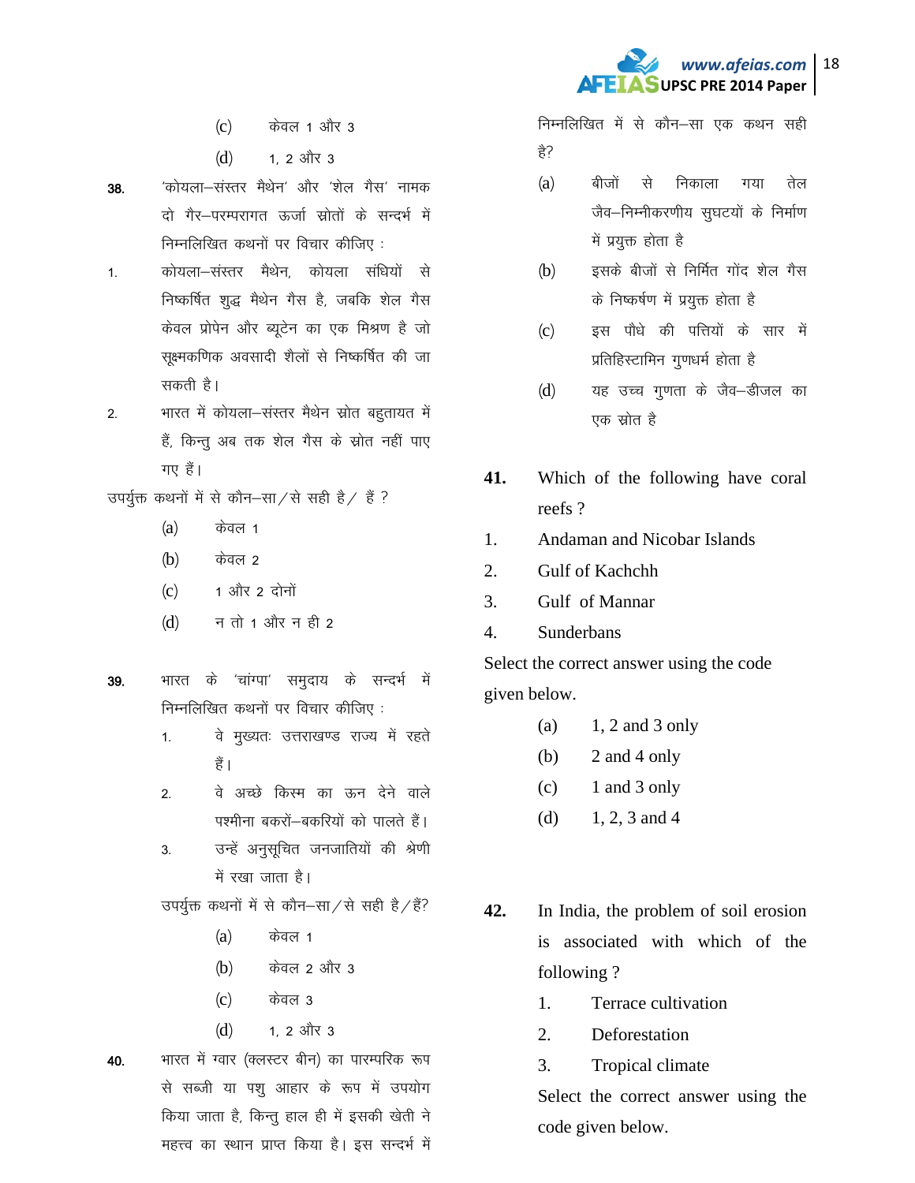(c) केवल 1 और 3

(d) 1, 2 और 3

**38.** 'कोयला–संस्तर मैथेन' और 'शेल गैस' नामक दो गैर–परम्परागत ऊर्जा स्रोतों के सन्दर्भ में निम्नलिखित कथनों पर विचार कीजिए :

1. कोयला–संस्तर मैथेन, कोयला संधियों से निष्कर्षित शुद्ध मैथेन गैस है, जबकि शेल गैस केवल प्रोपेन और ब्यूटेन का एक मिश्रण है जो सूक्ष्मकणिक अवसादी शैलों से निष्कर्षित की जा सकती है।
2. भारत में कोयला–संस्तर मैथेन स्रोत बहुतायत में हैं, किन्तु अब तक शेल गैस के स्रोत नहीं पाए गए हैं।

उपर्युक्त कथनों में से कौन–सा/से सही है/ हैं ?

(a) केवल 1

(b) केवल 2

(c) 1 और 2 दोनों

(d) न तो 1 और न ही 2

**39.** भारत के 'चांग्पा' समुदाय के सन्दर्भ में निम्नलिखित कथनों पर विचार कीजिए :

1. वे मुख्यतः उत्तराखण्ड राज्य में रहते हैं।
2. वे अच्छे किस्म का ऊन देने वाले पश्मीना बकरों–बकरियों को पालते हैं।
3. उन्हें अनुसूचित जनजातियों की श्रेणी में रखा जाता है।

उपर्युक्त कथनों में से कौन–सा/से सही है/हैं?

(a) केवल 1

(b) केवल 2 और 3

(c) केवल 3

(d) 1, 2 और 3

**40.** भारत में ग्वार (क्लस्टर बीन) का पारम्परिक रूप से सब्जी या पशु आहार के रूप में उपयोग किया जाता है, किन्तु हाल ही में इसकी खेती ने महत्त्व का स्थान प्राप्त किया है। इस सन्दर्भ में निम्नलिखित में से कौन–सा एक कथन सही है?

(a) बीजों से निकाला गया तेल जैव–निम्नीकरणीय सुघटयों के निर्माण में प्रयुक्त होता है

(b) इसके बीजों से निर्मित गोंद शेल गैस के निष्कर्षण में प्रयुक्त होता है

(c) इस पौधे की पत्तियों के सार में प्रतिहिस्टामिन गुणधर्म होता है

(d) यह उच्च गुणता के जैव–डीजल का एक स्रोत है

**41.** Which of the following have coral reefs ?

1. Andaman and Nicobar Islands
2. Gulf of Kachchh
3. Gulf of Mannar
4. Sunderbans

Select the correct answer using the code given below.

(a) 1, 2 and 3 only

(b) 2 and 4 only

(c) 1 and 3 only

(d) 1, 2, 3 and 4

**42.** In India, the problem of soil erosion is associated with which of the following ?

1. Terrace cultivation
2. Deforestation
3. Tropical climate

Select the correct answer using the code given below.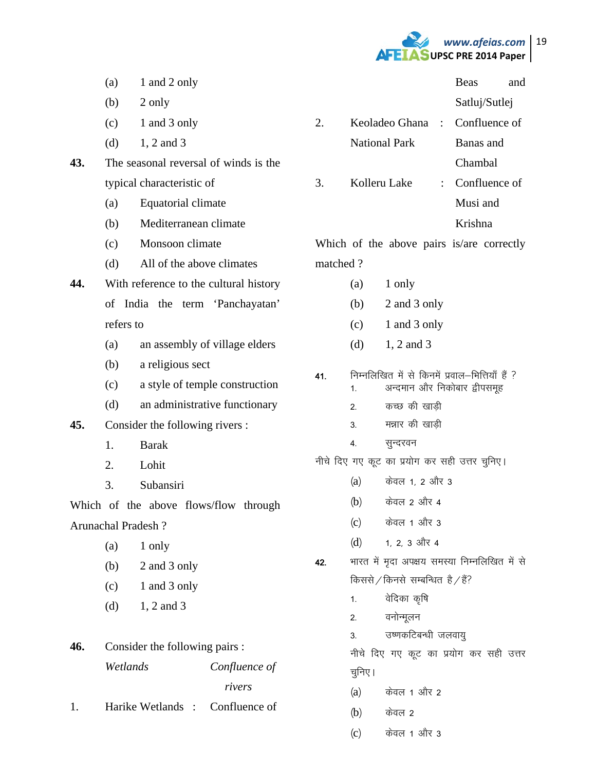(a) 1 and 2 only
(b) 2 only
(c) 1 and 3 only
(d) 1, 2 and 3

**43.** The seasonal reversal of winds is the typical characteristic of

(a) Equatorial climate
(b) Mediterranean climate
(c) Monsoon climate
(d) All of the above climates

**44.** With reference to the cultural history of India the term 'Panchayatan' refers to

(a) an assembly of village elders
(b) a religious sect
(c) a style of temple construction
(d) an administrative functionary

**45.** Consider the following rivers :

1. Barak
2. Lohit
3. Subansiri

Which of the above flows/flow through Arunachal Pradesh ?

(a) 1 only
(b) 2 and 3 only
(c) 1 and 3 only
(d) 1, 2 and 3

**46.** Consider the following pairs :

| | *Wetlands* | | *Confluence of rivers* |
|---|---|---|---|
| 1. | Harike Wetlands | : | Confluence of Beas and Satluj/Sutlej |
| 2. | Keoladeo Ghana National Park | : | Confluence of Banas and Chambal |
| 3. | Kolleru Lake | : | Confluence of Musi and Krishna |

Which of the above pairs is/are correctly matched ?

(a) 1 only
(b) 2 and 3 only
(c) 1 and 3 only
(d) 1, 2 and 3

**41.** निम्नलिखित में से किनमें प्रवाल–भित्तियाँ हैं ?

1. अन्दमान और निकोबार द्वीपसमूह
2. कच्छ की खाड़ी
3. मन्नार की खाड़ी
4. सुन्दरवन

नीचे दिए गए कूट का प्रयोग कर सही उत्तर चुनिए।

(a) केवल 1, 2 और 3
(b) केवल 2 और 4
(c) केवल 1 और 3
(d) 1, 2, 3 और 4

**42.** भारत में मृदा अपक्षय समस्या निम्नलिखित में से किससे / किनसे सम्बन्धित है / हैं?

1. वेदिका कृषि
2. वनोन्मूलन
3. उष्णकटिबन्धी जलवायु

नीचे दिए गए कूट का प्रयोग कर सही उत्तर चुनिए।

(a) केवल 1 और 2
(b) केवल 2
(c) केवल 1 और 3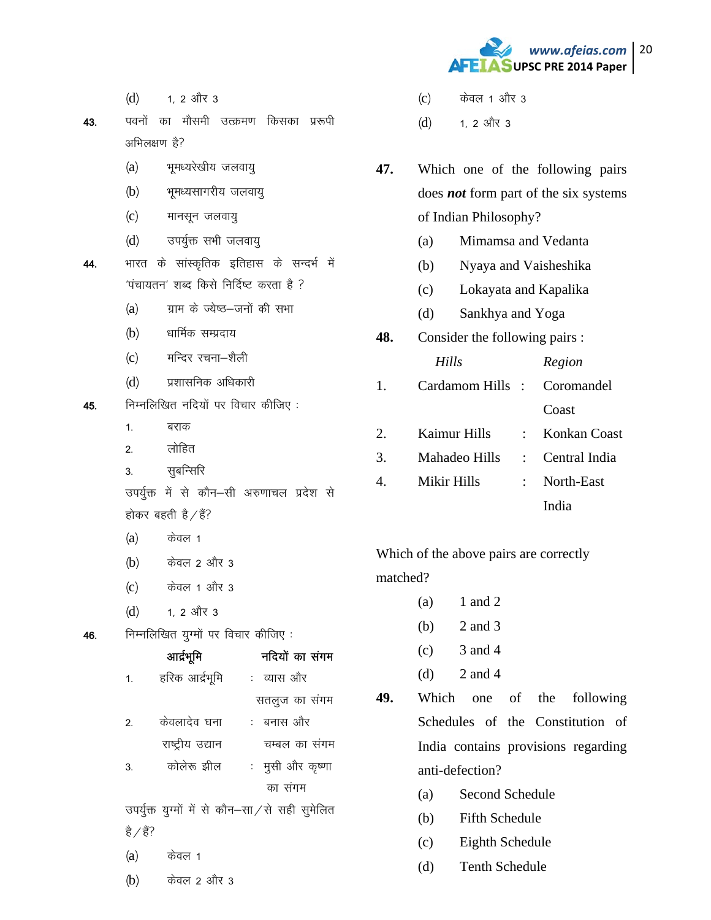(d) 1, 2 और 3

**43.** पवनों का मौसमी उत्क्रमण किसका प्ररूपी अभिलक्षण है?

(a) भूमध्यरेखीय जलवायु

(b) भूमध्यसागरीय जलवायु

(c) मानसून जलवायु

(d) उपर्युक्त सभी जलवायु

**44.** भारत के सांस्कृतिक इतिहास के सन्दर्भ में 'पंचायतन' शब्द किसे निर्दिष्ट करता है ?

(a) ग्राम के ज्येष्ठ–जनों की सभा

(b) धार्मिक सम्प्रदाय

(c) मन्दिर रचना–शैली

(d) प्रशासनिक अधिकारी

**45.** निम्नलिखित नदियों पर विचार कीजिए :

1. बराक
2. लोहित
3. सुबन्सिरि

उपर्युक्त में से कौन–सी अरुणाचल प्रदेश से होकर बहती है / हैं?

(a) केवल 1

(b) केवल 2 और 3

(c) केवल 1 और 3

(d) 1, 2 और 3

**46.** निम्नलिखित युग्मों पर विचार कीजिए :

| | आर्द्रभूमि | | नदियों का संगम |
|---|---|---|---|
| 1. | हरिक आर्द्रभूमि | : | व्यास और सतलुज का संगम |
| 2. | केवलादेव घना राष्ट्रीय उद्यान | : | बनास और चम्बल का संगम |
| 3. | कोलेरू झील | : | मुसी और कृष्णा का संगम |

उपर्युक्त युग्मों में से कौन–सा / से सही सुमेलित है / हैं?

(a) केवल 1

(b) केवल 2 और 3

(c) केवल 1 और 3

(d) 1, 2 और 3

**47.** Which one of the following pairs does ***not*** form part of the six systems of Indian Philosophy?

(a) Mimamsa and Vedanta

(b) Nyaya and Vaisheshika

(c) Lokayata and Kapalika

(d) Sankhya and Yoga

**48.** Consider the following pairs :

| | *Hills* | | *Region* |
|---|---|---|---|
| 1. | Cardamom Hills | : | Coromandel Coast |
| 2. | Kaimur Hills | : | Konkan Coast |
| 3. | Mahadeo Hills | : | Central India |
| 4. | Mikir Hills | : | North-East India |

Which of the above pairs are correctly matched?

(a) 1 and 2

(b) 2 and 3

(c) 3 and 4

(d) 2 and 4

**49.** Which one of the following Schedules of the Constitution of India contains provisions regarding anti-defection?

(a) Second Schedule

(b) Fifth Schedule

(c) Eighth Schedule

(d) Tenth Schedule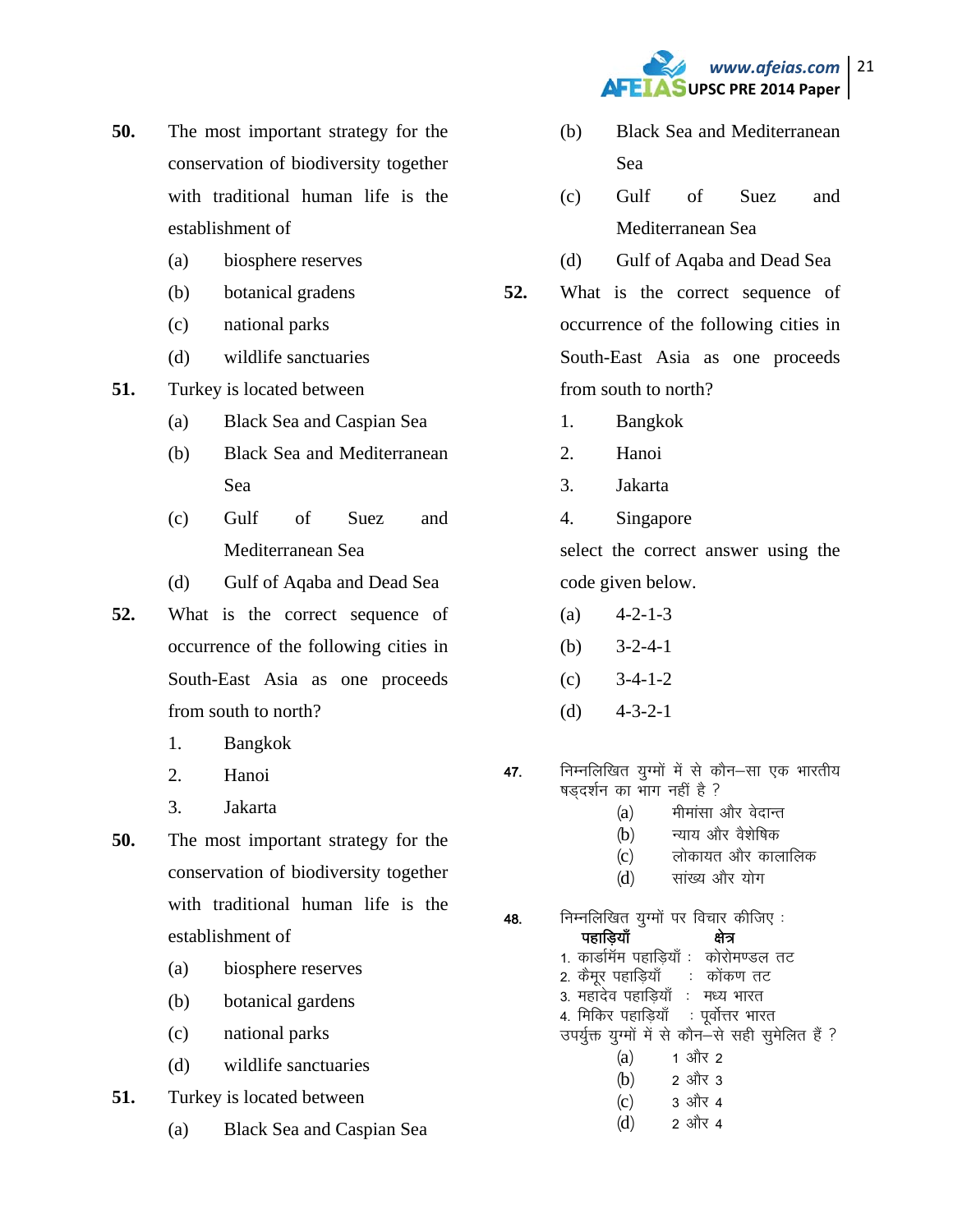50. The most important strategy for the conservation of biodiversity together with traditional human life is the establishment of

(a) biosphere reserves
(b) botanical gradens
(c) national parks
(d) wildlife sanctuaries

51. Turkey is located between

(a) Black Sea and Caspian Sea
(b) Black Sea and Mediterranean Sea
(c) Gulf of Suez and Mediterranean Sea
(d) Gulf of Aqaba and Dead Sea

52. What is the correct sequence of occurrence of the following cities in South-East Asia as one proceeds from south to north?

1. Bangkok
2. Hanoi
3. Jakarta

50. The most important strategy for the conservation of biodiversity together with traditional human life is the establishment of

(a) biosphere reserves
(b) botanical gardens
(c) national parks
(d) wildlife sanctuaries

51. Turkey is located between

(a) Black Sea and Caspian Sea
(b) Black Sea and Mediterranean Sea
(c) Gulf of Suez and Mediterranean Sea
(d) Gulf of Aqaba and Dead Sea

52. What is the correct sequence of occurrence of the following cities in South-East Asia as one proceeds from south to north?

1. Bangkok
2. Hanoi
3. Jakarta
4. Singapore

select the correct answer using the code given below.

(a) 4-2-1-3
(b) 3-2-4-1
(c) 3-4-1-2
(d) 4-3-2-1

47. निम्नलिखित युग्मों में से कौन–सा एक भारतीय षड्दर्शन का भाग नहीं है ?

(a) मीमांसा और वेदान्त
(b) न्याय और वैशेषिक
(c) लोकायत और कालालिक
(d) सांख्य और योग

48. निम्नलिखित युग्मों पर विचार कीजिए :

| पहाड़ियाँ | क्षेत्र |
|---|---|
| 1. कार्डामॅम पहाड़ियाँ | कोरोमण्डल तट |
| 2. कैमूर पहाड़ियाँ | कोंकण तट |
| 3. महादेव पहाड़ियाँ | मध्य भारत |
| 4. मिकिर पहाड़ियाँ | पूर्वोत्तर भारत |

उपर्युक्त युग्मों में से कौन–से सही सुमेलित हैं ?

(a) 1 और 2
(b) 2 और 3
(c) 3 और 4
(d) 2 और 4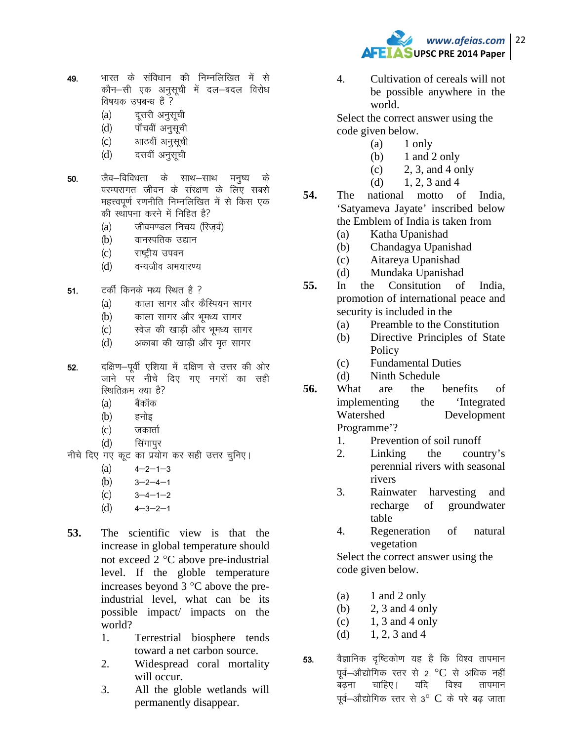49. भारत के संविधान की निम्नलिखित में से कौन–सी एक अनुसूची में दल–बदल विरोध विषयक उपबन्ध हैं ?
   (a) दूसरी अनुसूची
   (d) पाँचवीं अनुसूची
   (c) आठवीं अनुसूची
   (d) दसवीं अनुसूची

50. जैव–विविधता के साथ–साथ मनुष्य के परम्परागत जीवन के संरक्षण के लिए सबसे महत्त्वपूर्ण रणनीति निम्नलिखित में से किस एक की स्थापना करने में निहित है?
   (a) जीवमण्डल निचय (रिज़र्व)
   (b) वानस्पतिक उद्यान
   (c) राष्ट्रीय उपवन
   (d) वन्यजीव अभयारण्य

51. टर्की किनके मध्य स्थित है ?
   (a) काला सागर और कैस्पियन सागर
   (b) काला सागर और भूमध्य सागर
   (c) स्वेज की खाड़ी और भूमध्य सागर
   (d) अकाबा की खाड़ी और मृत सागर

52. दक्षिण–पूर्वी एशिया में दक्षिण से उत्तर की ओर जाने पर नीचे दिए गए नगरों का सही स्थितिक्रम क्या है?
   (a) बैंकॉक
   (b) हनोइ
   (c) जकार्ता
   (d) सिंगापुर

नीचे दिए गए कूट का प्रयोग कर सही उत्तर चुनिए।
   (a) 4–2–1–3
   (b) 3–2–4–1
   (c) 3–4–1–2
   (d) 4–3–2–1

**53.** The scientific view is that the increase in global temperature should not exceed 2 °C above pre-industrial level. If the globle temperature increases beyond 3 °C above the pre-industrial level, what can be its possible impact/ impacts on the world?
   1. Terrestrial biosphere tends toward a net carbon source.
   2. Widespread coral mortality will occur.
   3. All the globle wetlands will permanently disappear.
   4. Cultivation of cereals will not be possible anywhere in the world.

Select the correct answer using the code given below.
   (a) 1 only
   (b) 1 and 2 only
   (c) 2, 3, and 4 only
   (d) 1, 2, 3 and 4

**54.** The national motto of India, 'Satyameva Jayate' inscribed below the Emblem of India is taken from
   (a) Katha Upanishad
   (b) Chandagya Upanishad
   (c) Aitareya Upanishad
   (d) Mundaka Upanishad

**55.** In the Consitution of India, promotion of international peace and security is included in the
   (a) Preamble to the Constitution
   (b) Directive Principles of State Policy
   (c) Fundamental Duties
   (d) Ninth Schedule

**56.** What are the benefits of implementing the 'Integrated Watershed Development Programme'?
   1. Prevention of soil runoff
   2. Linking the country's perennial rivers with seasonal rivers
   3. Rainwater harvesting and recharge of groundwater table
   4. Regeneration of natural vegetation

Select the correct answer using the code given below.
   (a) 1 and 2 only
   (b) 2, 3 and 4 only
   (c) 1, 3 and 4 only
   (d) 1, 2, 3 and 4

53. वैज्ञानिक दृष्टिकोण यह है कि विश्व तापमान पूर्व–औद्योगिक स्तर से 2 °C से अधिक नहीं बढ़ना चाहिए। यदि विश्व तापमान पूर्व–औद्योगिक स्तर से 3° C के परे बढ़ जाता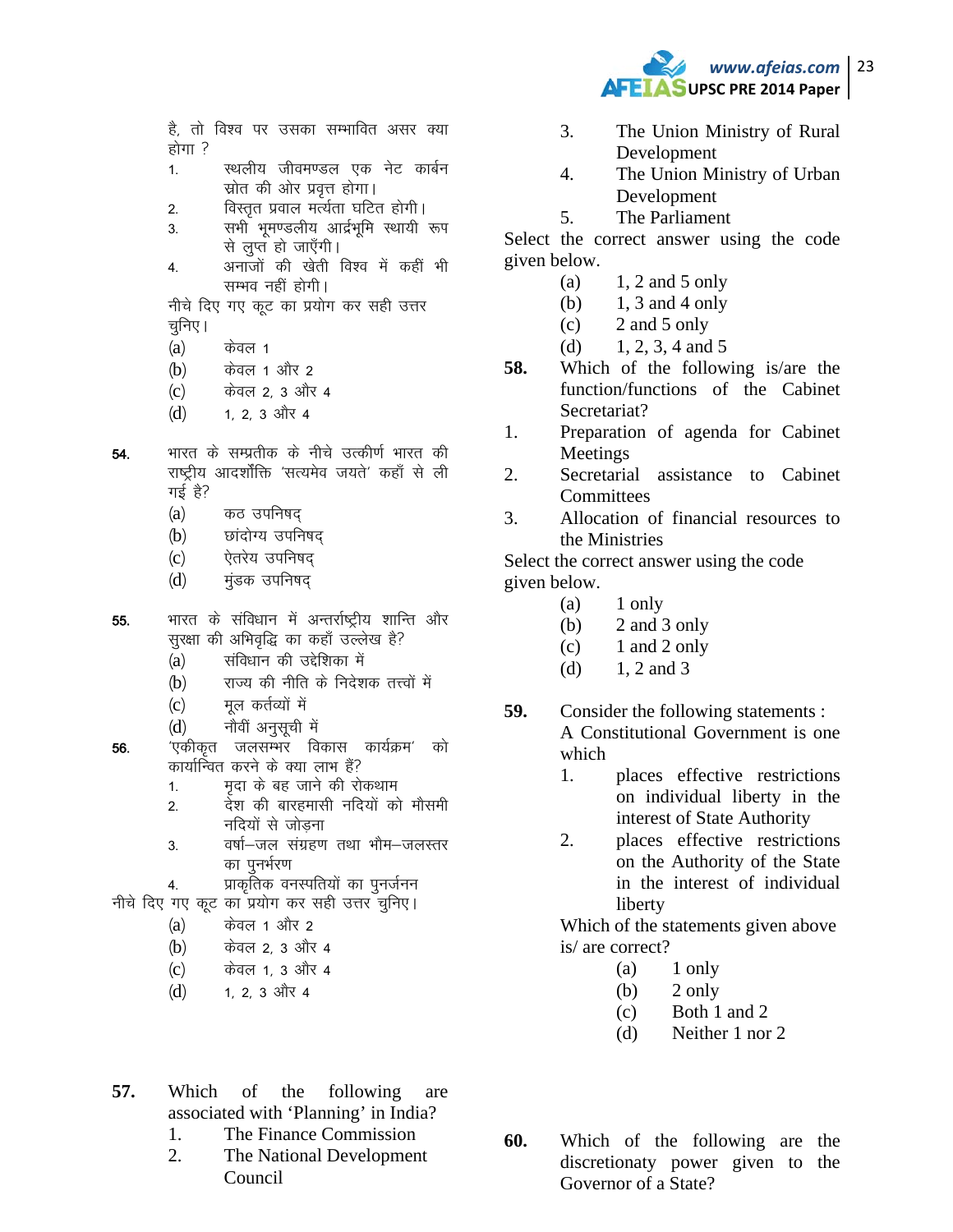है, तो विश्व पर उसका सम्भावित असर क्या होगा ?

1. स्थलीय जीवमण्डल एक नेट कार्बन स्रोत की ओर प्रवृत्त होगा।
2. विस्तृत प्रवाल मर्त्यता घटित होगी।
3. सभी भूमण्डलीय आर्द्रभूमि स्थायी रूप से लुप्त हो जाएँगी।
4. अनाजों की खेती विश्व में कहीं भी सम्भव नहीं होगी।

नीचे दिए गए कूट का प्रयोग कर सही उत्तर चुनिए।

(a) केवल 1
(b) केवल 1 और 2
(c) केवल 2, 3 और 4
(d) 1, 2, 3 और 4

**54.** भारत के सम्प्रतीक के नीचे उत्कीर्ण भारत की राष्ट्रीय आदर्शोक्ति 'सत्यमेव जयते' कहाँ से ली गई है?

(a) कठ उपनिषद्
(b) छांदोग्य उपनिषद्
(c) ऐतरेय उपनिषद्
(d) मुंडक उपनिषद्

**55.** भारत के संविधान में अन्तर्राष्ट्रीय शान्ति और सुरक्षा की अभिवृद्धि का कहाँ उल्लेख है?

(a) संविधान की उद्देशिका में
(b) राज्य की नीति के निदेशक तत्वों में
(c) मूल कर्तव्यों में
(d) नौवीं अनुसूची में

**56.** 'एकीकृत जलसम्भर विकास कार्यक्रम' को कार्यान्वित करने के क्या लाभ हैं?

1. मृदा के बह जाने की रोकथाम
2. देश की बारहमासी नदियों को मौसमी नदियों से जोड़ना
3. वर्षा–जल संग्रहण तथा भौम–जलस्तर का पुनर्भरण
4. प्राकृतिक वनस्पतियों का पुनर्जनन

नीचे दिए गए कूट का प्रयोग कर सही उत्तर चुनिए।

(a) केवल 1 और 2
(b) केवल 2, 3 और 4
(c) केवल 1, 3 और 4
(d) 1, 2, 3 और 4

**57.** Which of the following are associated with 'Planning' in India?

1. The Finance Commission
2. The National Development Council
3. The Union Ministry of Rural Development
4. The Union Ministry of Urban Development
5. The Parliament

Select the correct answer using the code given below.

(a) 1, 2 and 5 only
(b) 1, 3 and 4 only
(c) 2 and 5 only
(d) 1, 2, 3, 4 and 5

**58.** Which of the following is/are the function/functions of the Cabinet Secretariat?

1. Preparation of agenda for Cabinet Meetings
2. Secretarial assistance to Cabinet Committees
3. Allocation of financial resources to the Ministries

Select the correct answer using the code given below.

(a) 1 only
(b) 2 and 3 only
(c) 1 and 2 only
(d) 1, 2 and 3

**59.** Consider the following statements :
A Constitutional Government is one which

1. places effective restrictions on individual liberty in the interest of State Authority
2. places effective restrictions on the Authority of the State in the interest of individual liberty

Which of the statements given above is/ are correct?

(a) 1 only
(b) 2 only
(c) Both 1 and 2
(d) Neither 1 nor 2

**60.** Which of the following are the discretionaty power given to the Governor of a State?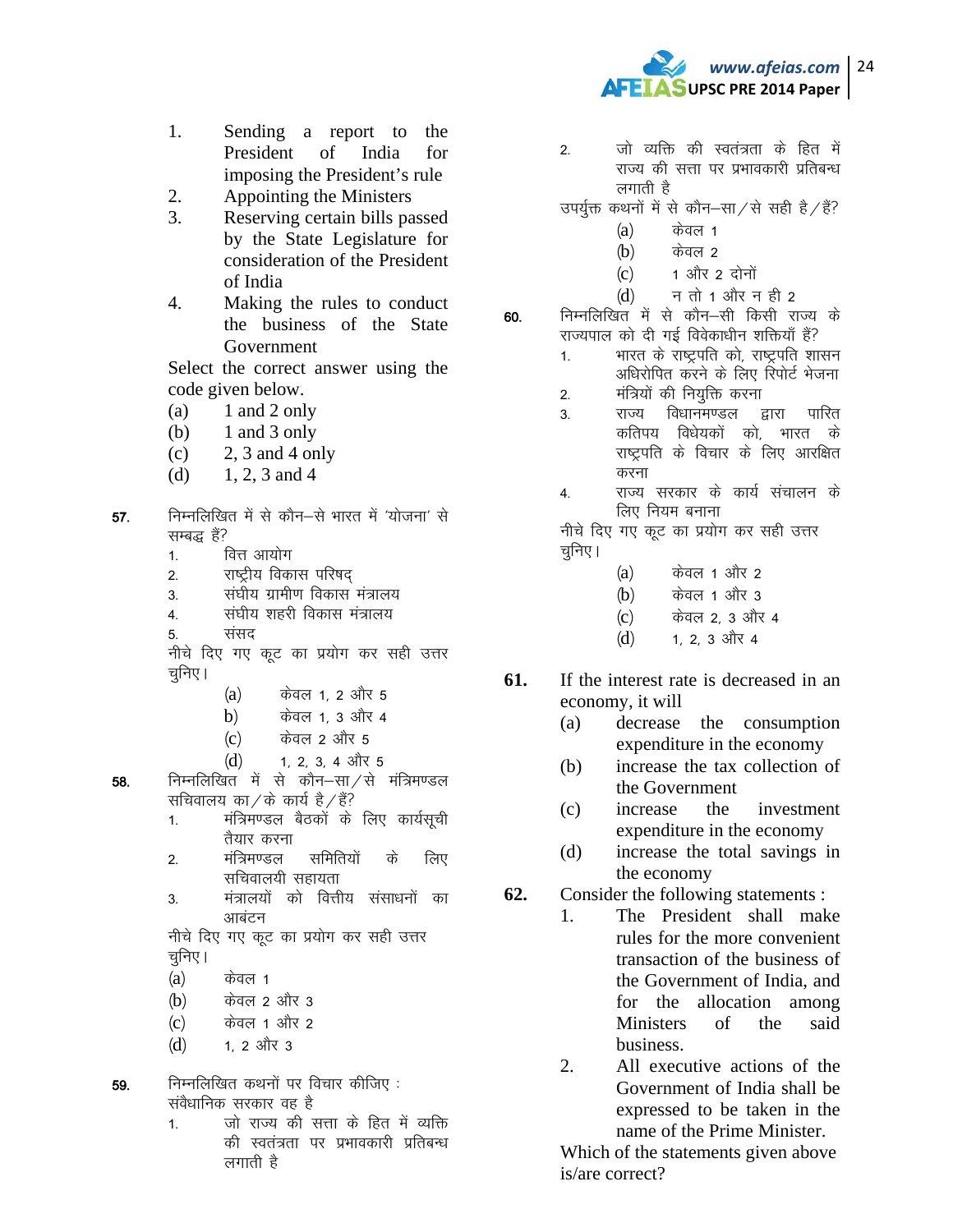1. Sending a report to the President of India for imposing the President's rule
2. Appointing the Ministers
3. Reserving certain bills passed by the State Legislature for consideration of the President of India
4. Making the rules to conduct the business of the State Government

Select the correct answer using the code given below.

(a) 1 and 2 only
(b) 1 and 3 only
(c) 2, 3 and 4 only
(d) 1, 2, 3 and 4

**57.** निम्नलिखित में से कौन–से भारत में 'योजना' से सम्बद्ध हैं?

1. वित्त आयोग
2. राष्ट्रीय विकास परिषद्
3. संघीय ग्रामीण विकास मंत्रालय
4. संघीय शहरी विकास मंत्रालय
5. संसद

नीचे दिए गए कूट का प्रयोग कर सही उत्तर चुनिए।

(a) केवल 1, 2 और 5
b) केवल 1, 3 और 4
(c) केवल 2 और 5
(d) 1, 2, 3, 4 और 5

**58.** निम्नलिखित में से कौन–सा/से मंत्रिमण्डल सचिवालय का/के कार्य है/हैं?

1. मंत्रिमण्डल बैठकों के लिए कार्यसूची तैयार करना
2. मंत्रिमण्डल समितियों के लिए सचिवालयी सहायता
3. मंत्रालयों को वित्तीय संसाधनों का आबंटन

नीचे दिए गए कूट का प्रयोग कर सही उत्तर चुनिए।

(a) केवल 1
(b) केवल 2 और 3
(c) केवल 1 और 2
(d) 1, 2 और 3

**59.** निम्नलिखित कथनों पर विचार कीजिए :
संवैधानिक सरकार वह है

1. जो राज्य की सत्ता के हित में व्यक्ति की स्वतंत्रता पर प्रभावकारी प्रतिबन्ध लगाती है
2. जो व्यक्ति की स्वतंत्रता के हित में राज्य की सत्ता पर प्रभावकारी प्रतिबन्ध लगाती है

उपर्युक्त कथनों में से कौन–सा/से सही है/हैं?

(a) केवल 1
(b) केवल 2
(c) 1 और 2 दोनों
(d) न तो 1 और न ही 2

**60.** निम्नलिखित में से कौन–सी किसी राज्य के राज्यपाल को दी गई विवेकाधीन शक्तियाँ हैं?

1. भारत के राष्ट्रपति को, राष्ट्रपति शासन अधिरोपित करने के लिए रिपोर्ट भेजना
2. मंत्रियों की नियुक्ति करना
3. राज्य विधानमण्डल द्वारा पारित कतिपय विधेयकों को, भारत के राष्ट्रपति के विचार के लिए आरक्षित करना
4. राज्य सरकार के कार्य संचालन के लिए नियम बनाना

नीचे दिए गए कूट का प्रयोग कर सही उत्तर चुनिए।

(a) केवल 1 और 2
(b) केवल 1 और 3
(c) केवल 2, 3 और 4
(d) 1, 2, 3 और 4

**61.** If the interest rate is decreased in an economy, it will

(a) decrease the consumption expenditure in the economy
(b) increase the tax collection of the Government
(c) increase the investment expenditure in the economy
(d) increase the total savings in the economy

**62.** Consider the following statements :

1. The President shall make rules for the more convenient transaction of the business of the Government of India, and for the allocation among Ministers of the said business.
2. All executive actions of the Government of India shall be expressed to be taken in the name of the Prime Minister.

Which of the statements given above is/are correct?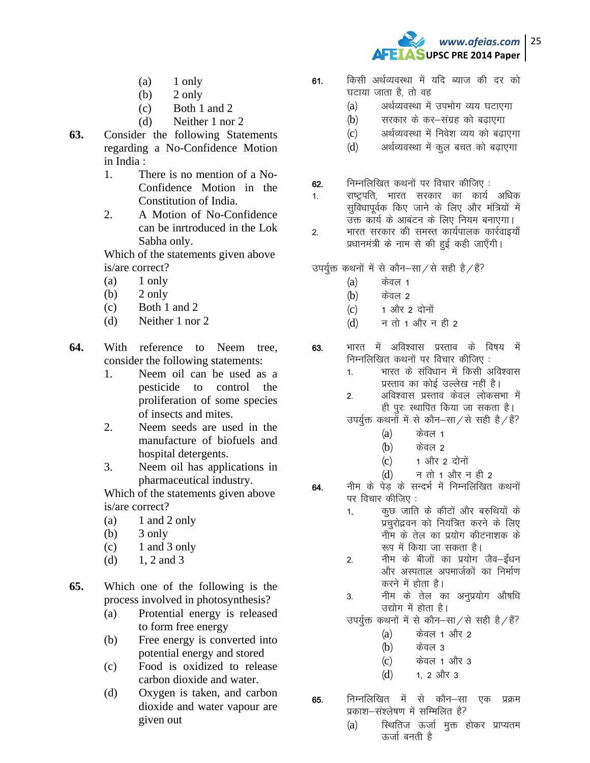(a) 1 only
(b) 2 only
(c) Both 1 and 2
(d) Neither 1 nor 2

**63.** Consider the following Statements regarding a No-Confidence Motion in India :

1. There is no mention of a No-Confidence Motion in the Constitution of India.
2. A Motion of No-Confidence can be inrtroduced in the Lok Sabha only.

Which of the statements given above is/are correct?

(a) 1 only
(b) 2 only
(c) Both 1 and 2
(d) Neither 1 nor 2

**64.** With reference to Neem tree, consider the following statements:

1. Neem oil can be used as a pesticide to control the proliferation of some species of insects and mites.
2. Neem seeds are used in the manufacture of biofuels and hospital detergents.
3. Neem oil has applications in pharmaceutical industry.

Which of the statements given above is/are correct?

(a) 1 and 2 only
(b) 3 only
(c) 1 and 3 only
(d) 1, 2 and 3

**65.** Which one of the following is the process involved in photosynthesis?

(a) Protential energy is released to form free energy
(b) Free energy is converted into potential energy and stored
(c) Food is oxidized to release carbon dioxide and water.
(d) Oxygen is taken, and carbon dioxide and water vapour are given out

**61.** किसी अर्थव्यवस्था में यदि ब्याज की दर को घटाया जाता है, तो वह

(a) अर्थव्यवस्था में उपभोग व्यय घटाएगा
(b) सरकार के कर–संग्रह को बढ़ाएगा
(c) अर्थव्यवस्था में निवेश व्यय को बढ़ाएगा
(d) अर्थव्यवस्था में कुल बचत को बढ़ाएगा

**62.** निम्नलिखित कथनों पर विचार कीजिए :

1. राष्ट्रपति, भारत सरकार का कार्य अधिक सुविधापूर्वक किए जाने के लिए और मंत्रियों में उक्त कार्य के आबंटन के लिए नियम बनाएगा।
2. भारत सरकार की समस्त कार्यपालक कार्रवाइयाँ प्रधानमंत्री के नाम से की हुई कही जाएँगी।

उपर्युक्त कथनों में से कौन–सा/से सही है/हैं?

(a) केवल 1
(b) केवल 2
(c) 1 और 2 दोनों
(d) न तो 1 और न ही 2

**63.** भारत में अविश्वास प्रस्ताव के विषय में निम्नलिखित कथनों पर विचार कीजिए :

1. भारत के संविधान में किसी अविश्वास प्रस्ताव का कोई उल्लेख नहीं है।
2. अविश्वास प्रस्ताव केवल लोकसभा में ही पुरः स्थापित किया जा सकता है।

उपर्युक्त कथनों में से कौन–सा/से सही है/हैं?

(a) केवल 1
(b) केवल 2
(c) 1 और 2 दोनों
(d) न तो 1 और न ही 2

**64.** नीम के पेड़ के सन्दर्भ में निम्नलिखित कथनों पर विचार कीजिए :

1. कुछ जाति के कीटों और बरुथियों के प्रचुरोद्भवन को नियंत्रित करने के लिए नीम के तेल का प्रयोग कीटनाशक के रूप में किया जा सकता है।
2. नीम के बीजों का प्रयोग जैव–ईंधन और अस्पताल अपमार्जकों का निर्माण करने में होता है।
3. नीम के तेल का अनुप्रयोग औषधि उद्योग में होता है।

उपर्युक्त कथनों में से कौन–सा/से सही है/हैं?

(a) केवल 1 और 2
(b) केवल 3
(c) केवल 1 और 3
(d) 1, 2 और 3

**65.** निम्नलिखित में से कौन–सा एक प्रक्रम प्रकाश–संश्लेषण में सम्मिलित है?

(a) स्थितिज ऊर्जा मुक्त होकर प्राप्यतम ऊर्जा बनती है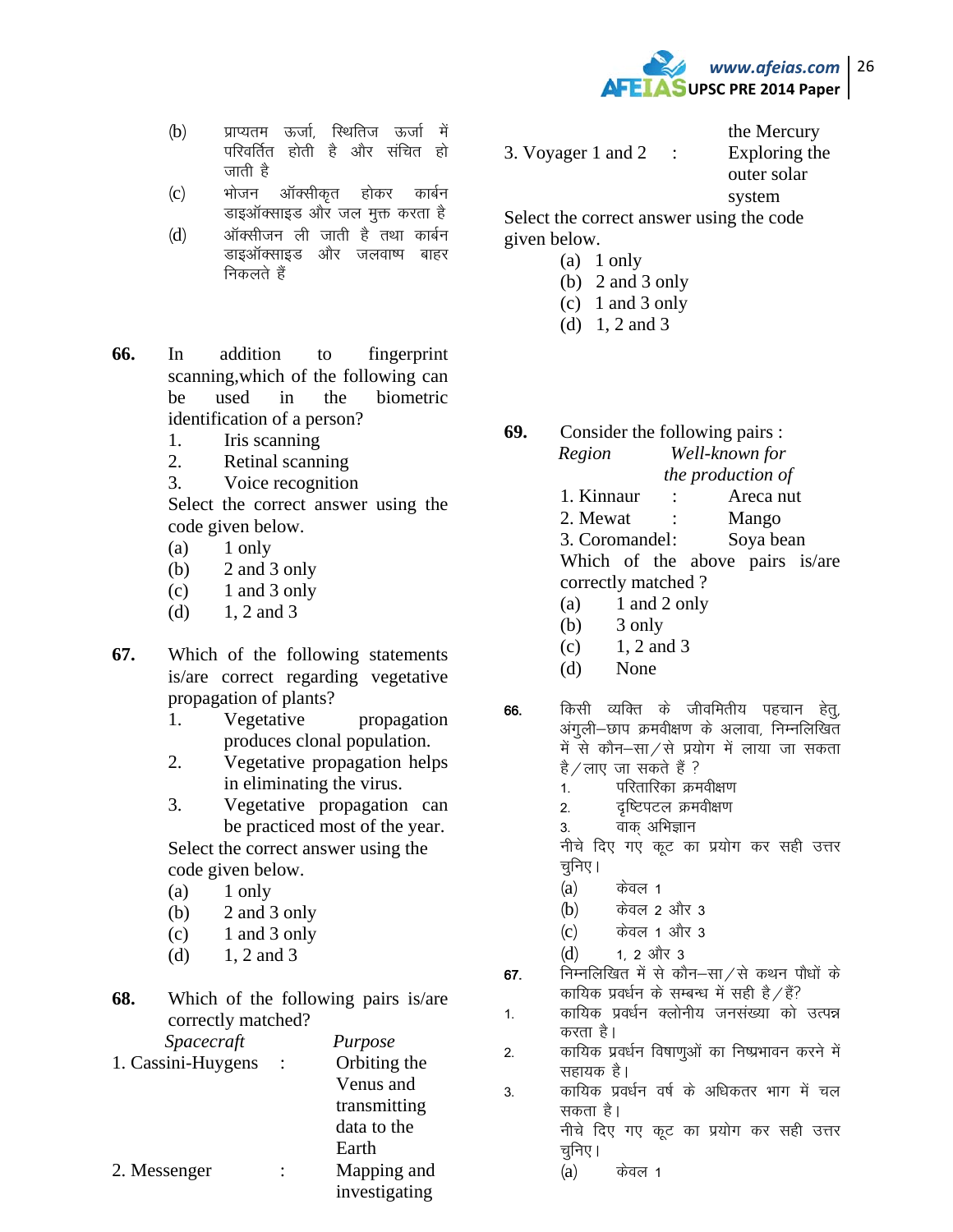(b) प्राप्यतम ऊर्जा, स्थितिज ऊर्जा में परिवर्तित होती है और संचित हो जाती है

(c) भोजन ऑक्सीकृत होकर कार्बन डाइऑक्साइड और जल मुक्त करता है

(d) ऑक्सीजन ली जाती है तथा कार्बन डाइऑक्साइड और जलवाष्प बाहर निकलते हैं

**66.** In addition to fingerprint scanning,which of the following can be used in the biometric identification of a person?

1. Iris scanning
2. Retinal scanning
3. Voice recognition

Select the correct answer using the code given below.

(a) 1 only
(b) 2 and 3 only
(c) 1 and 3 only
(d) 1, 2 and 3

**67.** Which of the following statements is/are correct regarding vegetative propagation of plants?

1. Vegetative propagation produces clonal population.
2. Vegetative propagation helps in eliminating the virus.
3. Vegetative propagation can be practiced most of the year.

Select the correct answer using the code given below.

(a) 1 only
(b) 2 and 3 only
(c) 1 and 3 only
(d) 1, 2 and 3

**68.** Which of the following pairs is/are correctly matched?

| *Spacecraft* | | *Purpose* |
|---|---|---|
| 1. Cassini-Huygens | : | Orbiting the Venus and transmitting data to the Earth |
| 2. Messenger | : | Mapping and investigating the Mercury |
| 3. Voyager 1 and 2 | : | Exploring the outer solar system |

Select the correct answer using the code given below.

(a) 1 only
(b) 2 and 3 only
(c) 1 and 3 only
(d) 1, 2 and 3

**69.** Consider the following pairs :

| *Region* | | *Well-known for the production of* |
|---|---|---|
| 1. Kinnaur | : | Areca nut |
| 2. Mewat | : | Mango |
| 3. Coromandel | : | Soya bean |

Which of the above pairs is/are correctly matched ?

(a) 1 and 2 only
(b) 3 only
(c) 1, 2 and 3
(d) None

**66.** किसी व्यक्ति के जीवमितीय पहचान हेतु, अंगुली–छाप क्रमवीक्षण के अलावा, निम्नलिखित में से कौन–सा/से प्रयोग में लाया जा सकता है/लाए जा सकते हैं ?

1. परितारिका क्रमवीक्षण
2. दृष्टिपटल क्रमवीक्षण
3. वाक् अभिज्ञान

नीचे दिए गए कूट का प्रयोग कर सही उत्तर चुनिए।

(a) केवल 1
(b) केवल 2 और 3
(c) केवल 1 और 3
(d) 1, 2 और 3

**67.** निम्नलिखित में से कौन–सा/से कथन पौधों के कायिक प्रवर्धन के सम्बन्ध में सही है/हैं?

1. कायिक प्रवर्धन क्लोनीय जनसंख्या को उत्पन्न करता है।
2. कायिक प्रवर्धन विषाणुओं का निष्प्रभावन करने में सहायक है।
3. कायिक प्रवर्धन वर्ष के अधिकतर भाग में चल सकता है।

नीचे दिए गए कूट का प्रयोग कर सही उत्तर चुनिए।

(a) केवल 1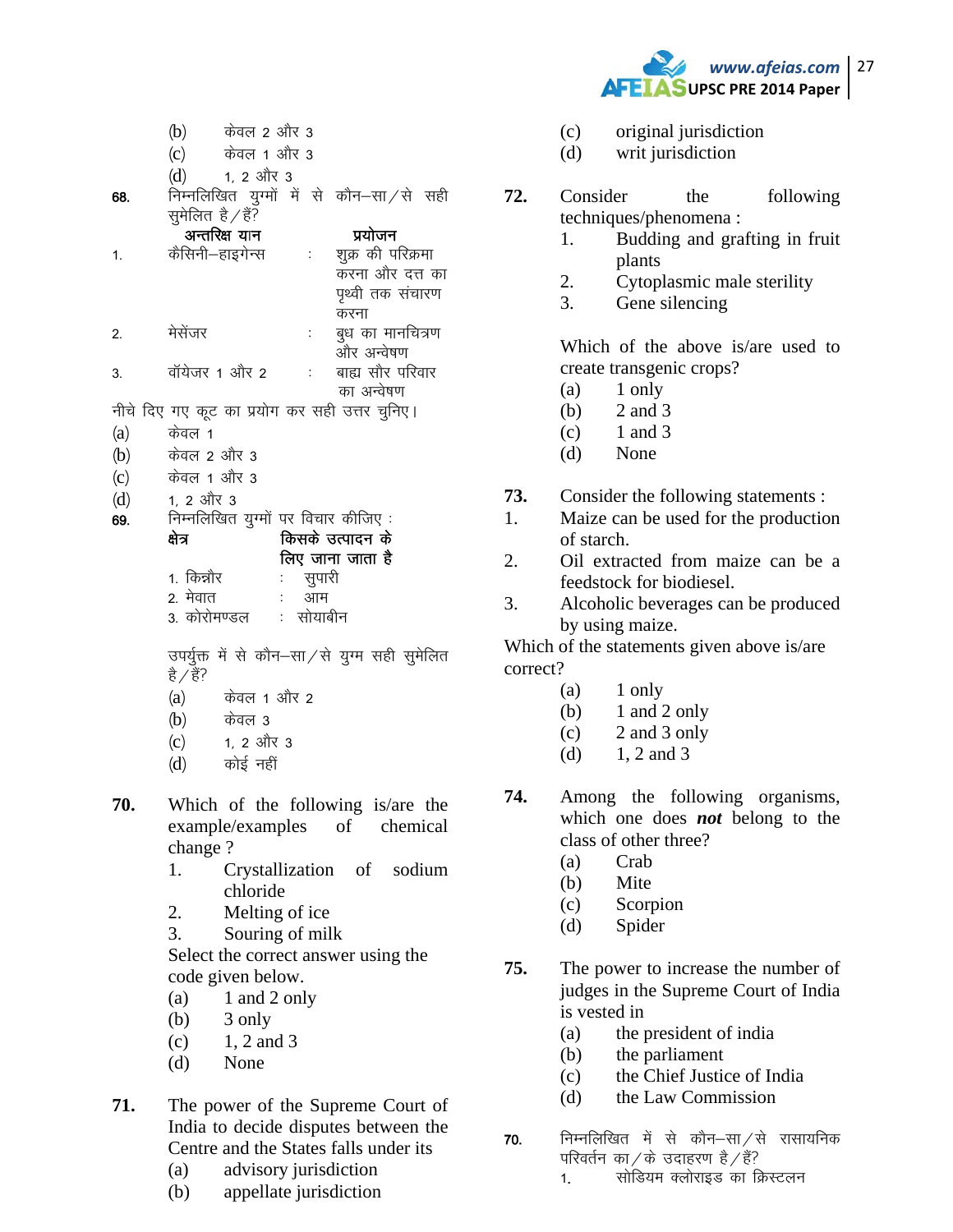(b) केवल 2 और 3

(c) केवल 1 और 3

(d) 1, 2 और 3

**68.** निम्नलिखित युग्मों में से कौन–सा/से सही सुमेलित है/हैं?

| अन्तरिक्ष यान | | प्रयोजन |
|---|---|---|
| 1. कैसिनी–हाइगेन्स | : | शुक्र की परिक्रमा करना और दत्त का पृथ्वी तक संचारण करना |
| 2. मेसेंजर | : | बुध का मानचित्रण और अन्वेषण |
| 3. वॉयेजर 1 और 2 | : | बाह्य सौर परिवार का अन्वेषण |

नीचे दिए गए कूट का प्रयोग कर सही उत्तर चुनिए।

(a) केवल 1

(b) केवल 2 और 3

(c) केवल 1 और 3

(d) 1, 2 और 3

**69.** निम्नलिखित युग्मों पर विचार कीजिए :

| क्षेत्र | | किसके उत्पादन के लिए जाना जाता है |
|---|---|---|
| 1. किन्नौर | : | सुपारी |
| 2. मेवात | : | आम |
| 3. कोरोमण्डल | : | सोयाबीन |

उपर्युक्त में से कौन–सा/से युग्म सही सुमेलित है/हैं?

(a) केवल 1 और 2

(b) केवल 3

(c) 1, 2 और 3

(d) कोई नहीं

**70.** Which of the following is/are the example/examples of chemical change ?

1. Crystallization of sodium chloride
2. Melting of ice
3. Souring of milk

Select the correct answer using the code given below.

(a) 1 and 2 only

(b) 3 only

(c) 1, 2 and 3

(d) None

**71.** The power of the Supreme Court of India to decide disputes between the Centre and the States falls under its

(a) advisory jurisdiction

(b) appellate jurisdiction

(c) original jurisdiction

(d) writ jurisdiction

**72.** Consider the following techniques/phenomena :

1. Budding and grafting in fruit plants
2. Cytoplasmic male sterility
3. Gene silencing

Which of the above is/are used to create transgenic crops?

(a) 1 only

(b) 2 and 3

(c) 1 and 3

(d) None

**73.** Consider the following statements :

1. Maize can be used for the production of starch.
2. Oil extracted from maize can be a feedstock for biodiesel.
3. Alcoholic beverages can be produced by using maize.

Which of the statements given above is/are correct?

(a) 1 only

(b) 1 and 2 only

(c) 2 and 3 only

(d) 1, 2 and 3

**74.** Among the following organisms, which one does ***not*** belong to the class of other three?

(a) Crab

(b) Mite

(c) Scorpion

(d) Spider

**75.** The power to increase the number of judges in the Supreme Court of India is vested in

(a) the president of india

(b) the parliament

(c) the Chief Justice of India

(d) the Law Commission

**70.** निम्नलिखित में से कौन–सा/से रासायनिक परिवर्तन का/के उदाहरण है/हैं?

1. सोडियम क्लोराइड का क्रिस्टलन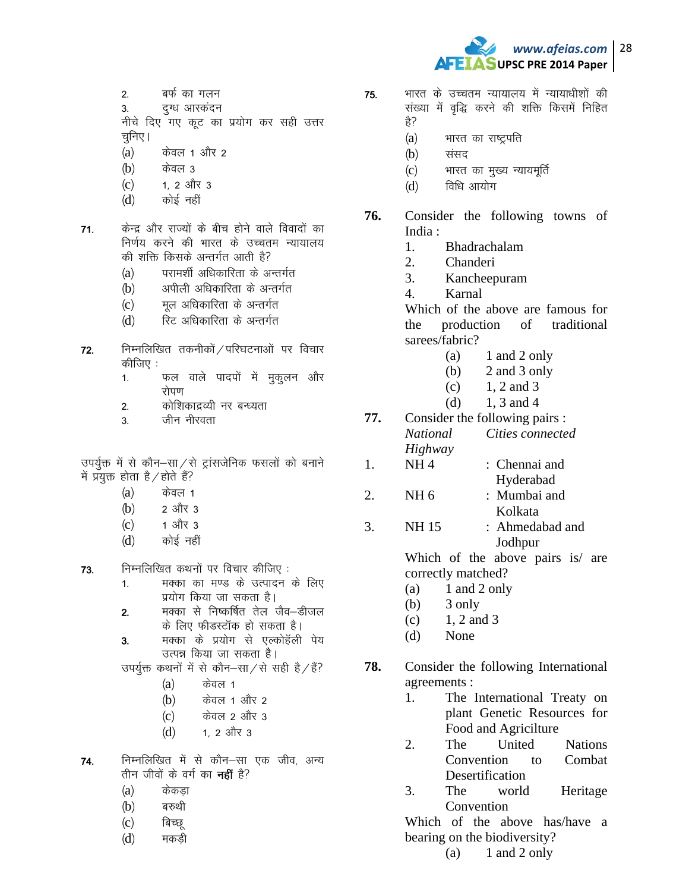2. बर्फ का गलन
3. दुग्ध आस्कंदन

नीचे दिए गए कूट का प्रयोग कर सही उत्तर चुनिए।

(a) केवल 1 और 2
(b) केवल 3
(c) 1, 2 और 3
(d) कोई नहीं

**71.** केन्द्र और राज्यों के बीच होने वाले विवादों का निर्णय करने की भारत के उच्चतम न्यायालय की शक्ति किसके अन्तर्गत आती है?

(a) परामर्शी अधिकारिता के अन्तर्गत
(b) अपीली अधिकारिता के अन्तर्गत
(c) मूल अधिकारिता के अन्तर्गत
(d) रिट अधिकारिता के अन्तर्गत

**72.** निम्नलिखित तकनीकों/परिघटनाओं पर विचार कीजिए :

1. फल वाले पादपों में मुकुलन और रोपण
2. कोशिकाद्रव्यी नर बन्ध्यता
3. जीन नीरवता

उपर्युक्त में से कौन–सा/से ट्रांसजेनिक फसलों को बनाने में प्रयुक्त होता है/होते हैं?

(a) केवल 1
(b) 2 और 3
(c) 1 और 3
(d) कोई नहीं

**73.** निम्नलिखित कथनों पर विचार कीजिए :

1. मक्का का मण्ड के उत्पादन के लिए प्रयोग किया जा सकता है।
2. मक्का से निष्कर्षित तेल जैव–डीजल के लिए फीडस्टॉक हो सकता है।
3. मक्का के प्रयोग से एल्कोहॅली पेय उत्पन्न किया जा सकता है।

उपर्युक्त कथनों में से कौन–सा/से सही है/हैं?

(a) केवल 1
(b) केवल 1 और 2
(c) केवल 2 और 3
(d) 1, 2 और 3

**74.** निम्नलिखित में से कौन–सा एक जीव, अन्य तीन जीवों के वर्ग का **नहीं** है?

(a) केकड़ा
(b) बरुथी
(c) बिच्छू
(d) मकड़ी

**75.** भारत के उच्चतम न्यायालय में न्यायाधीशों की संख्या में वृद्धि करने की शक्ति किसमें निहित है?

(a) भारत का राष्ट्रपति
(b) संसद
(c) भारत का मुख्य न्यायमूर्ति
(d) विधि आयोग

**76.** Consider the following towns of India :

1. Bhadrachalam
2. Chanderi
3. Kancheepuram
4. Karnal

Which of the above are famous for the production of traditional sarees/fabric?

(a) 1 and 2 only
(b) 2 and 3 only
(c) 1, 2 and 3
(d) 1, 3 and 4

**77.** Consider the following pairs :

| | *National Highway* | *Cities connected* |
|---|---|---|
| 1. | NH 4 | : Chennai and Hyderabad |
| 2. | NH 6 | : Mumbai and Kolkata |
| 3. | NH 15 | : Ahmedabad and Jodhpur |

Which of the above pairs is/ are correctly matched?

(a) 1 and 2 only
(b) 3 only
(c) 1, 2 and 3
(d) None

**78.** Consider the following International agreements :

1. The International Treaty on plant Genetic Resources for Food and Agricilture
2. The United Nations Convention to Combat Desertification
3. The world Heritage Convention

Which of the above has/have a bearing on the biodiversity?

(a) 1 and 2 only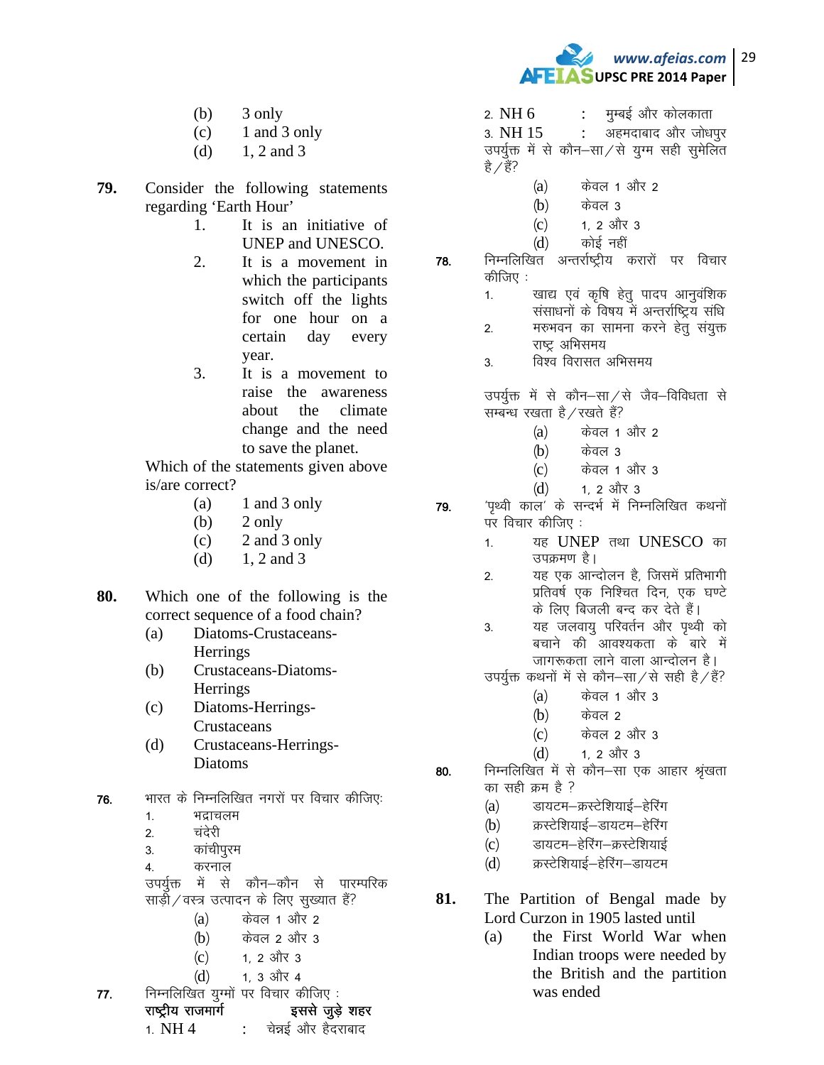(b) 3 only
(c) 1 and 3 only
(d) 1, 2 and 3

**79.** Consider the following statements regarding 'Earth Hour'

1. It is an initiative of UNEP and UNESCO.
2. It is a movement in which the participants switch off the lights for one hour on a certain day every year.
3. It is a movement to raise the awareness about the climate change and the need to save the planet.

Which of the statements given above is/are correct?

(a) 1 and 3 only
(b) 2 only
(c) 2 and 3 only
(d) 1, 2 and 3

**80.** Which one of the following is the correct sequence of a food chain?

(a) Diatoms-Crustaceans-Herrings
(b) Crustaceans-Diatoms-Herrings
(c) Diatoms-Herrings-Crustaceans
(d) Crustaceans-Herrings-Diatoms

**76.** भारत के निम्नलिखित नगरों पर विचार कीजिए:

1. भद्राचलम
2. चंदेरी
3. कांचीपुरम
4. करनाल

उपर्युक्त में से कौन–कौन से पारम्परिक साड़ी/वस्त्र उत्पादन के लिए सुख्यात हैं?

(a) केवल 1 और 2
(b) केवल 2 और 3
(c) 1, 2 और 3
(d) 1, 3 और 4

**77.** निम्नलिखित युग्मों पर विचार कीजिए :

| **राष्ट्रीय राजमार्ग** | | **इससे जुड़े शहर** |
|---|---|---|
| 1. NH 4 | : | चेन्नई और हैदराबाद |
| 2. NH 6 | : | मुम्बई और कोलकाता |
| 3. NH 15 | : | अहमदाबाद और जोधपुर |

उपर्युक्त में से कौन–सा/से युग्म सही सुमेलित है/हैं?

(a) केवल 1 और 2
(b) केवल 3
(c) 1, 2 और 3
(d) कोई नहीं

**78.** निम्नलिखित अन्तर्राष्ट्रीय करारों पर विचार कीजिए :

1. खाद्य एवं कृषि हेतु पादप आनुवंशिक संसाधनों के विषय में अन्तर्राष्ट्रिय संधि
2. मरुभवन का सामना करने हेतु संयुक्त राष्ट्र अभिसमय
3. विश्व विरासत अभिसमय

उपर्युक्त में से कौन–सा/से जैव–विविधता से सम्बन्ध रखता है/रखते हैं?

(a) केवल 1 और 2
(b) केवल 3
(c) केवल 1 और 3
(d) 1, 2 और 3

**79.** 'पृथ्वी काल' के सन्दर्भ में निम्नलिखित कथनों पर विचार कीजिए :

1. यह UNEP तथा UNESCO का उपक्रमण है।
2. यह एक आन्दोलन है, जिसमें प्रतिभागी प्रतिवर्ष एक निश्चित दिन, एक घण्टे के लिए बिजली बन्द कर देते हैं।
3. यह जलवायु परिवर्तन और पृथ्वी को बचाने की आवश्यकता के बारे में जागरूकता लाने वाला आन्दोलन है।

उपर्युक्त कथनों में से कौन–सा/से सही है/हैं?

(a) केवल 1 और 3
(b) केवल 2
(c) केवल 2 और 3
(d) 1, 2 और 3

**80.** निम्नलिखित में से कौन–सा एक आहार श्रृंखला का सही क्रम है ?

(a) डायटम–क्रस्टेशियाई–हेरिंग
(b) क्रस्टेशियाई–डायटम–हेरिंग
(c) डायटम–हेरिंग–क्रस्टेशियाई
(d) क्रस्टेशियाई–हेरिंग–डायटम

**81.** The Partition of Bengal made by Lord Curzon in 1905 lasted until

(a) the First World War when Indian troops were needed by the British and the partition was ended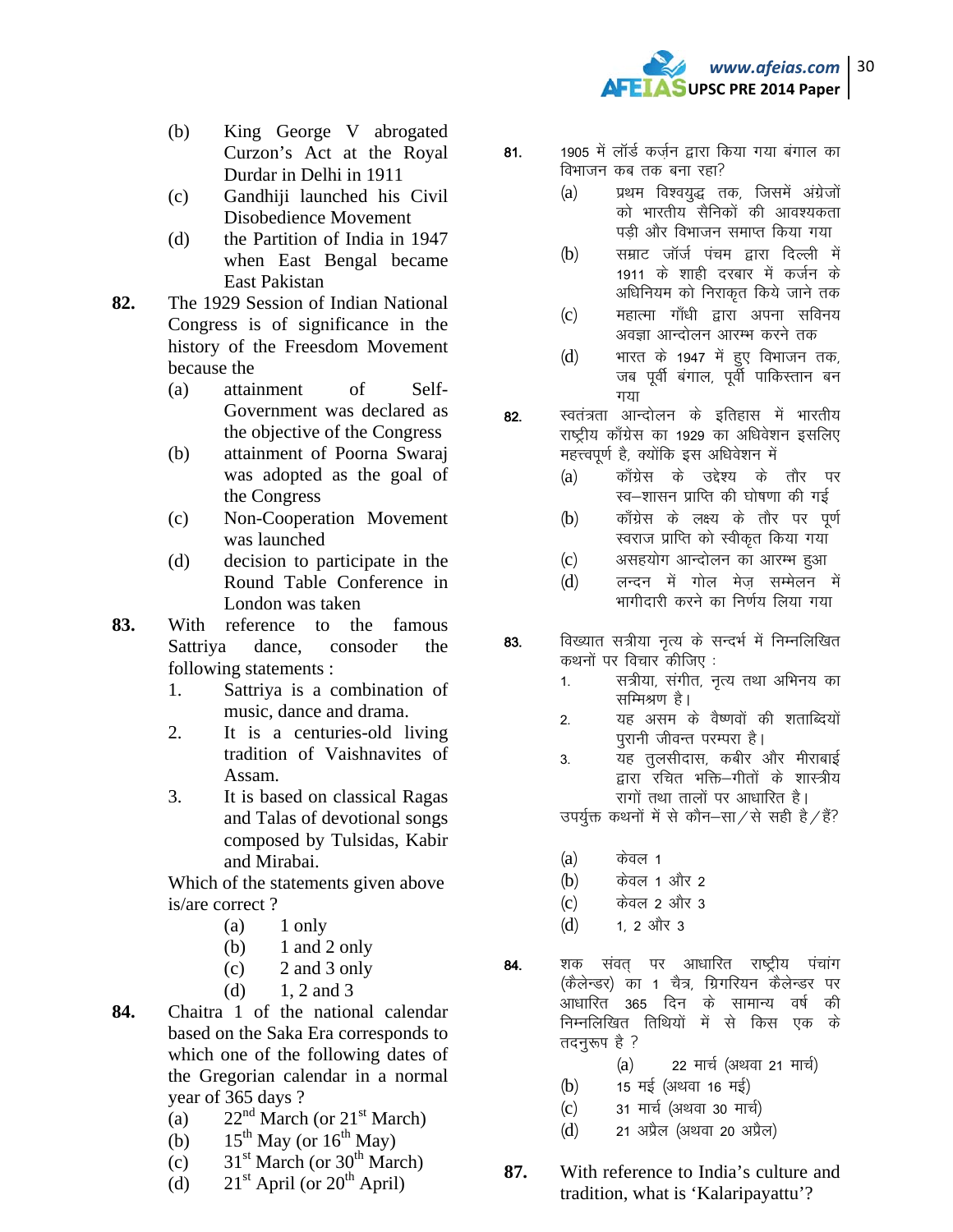(b) King George V abrogated Curzon's Act at the Royal Durdar in Delhi in 1911

(c) Gandhiji launched his Civil Disobedience Movement

(d) the Partition of India in 1947 when East Bengal became East Pakistan

**82.** The 1929 Session of Indian National Congress is of significance in the history of the Freesdom Movement because the

(a) attainment of Self-Government was declared as the objective of the Congress

(b) attainment of Poorna Swaraj was adopted as the goal of the Congress

(c) Non-Cooperation Movement was launched

(d) decision to participate in the Round Table Conference in London was taken

**83.** With reference to the famous Sattriya dance, consoder the following statements :

1. Sattriya is a combination of music, dance and drama.
2. It is a centuries-old living tradition of Vaishnavites of Assam.
3. It is based on classical Ragas and Talas of devotional songs composed by Tulsidas, Kabir and Mirabai.

Which of the statements given above is/are correct ?

(a) 1 only

(b) 1 and 2 only

(c) 2 and 3 only

(d) 1, 2 and 3

**84.** Chaitra 1 of the national calendar based on the Saka Era corresponds to which one of the following dates of the Gregorian calendar in a normal year of 365 days ?

(a) 22nd March (or 21st March)

(b) 15th May (or 16th May)

(c) 31st March (or 30th March)

(d) 21st April (or 20th April)

**81.** 1905 में लॉर्ड कर्ज़न द्वारा किया गया बंगाल का विभाजन कब तक बना रहा?

(a) प्रथम विश्वयुद्ध तक, जिसमें अंग्रेजों को भारतीय सैनिकों की आवश्यकता पड़ी और विभाजन समाप्त किया गया

(b) सम्राट जॉर्ज पंचम द्वारा दिल्ली में 1911 के शाही दरबार में कर्जन के अधिनियम को निराकृत किये जाने तक

(c) महात्मा गाँधी द्वारा अपना सविनय अवज्ञा आन्दोलन आरम्भ करने तक

(d) भारत के 1947 में हुए विभाजन तक, जब पूर्वी बंगाल, पूर्वी पाकिस्तान बन गया

**82.** स्वतंत्रता आन्दोलन के इतिहास में भारतीय राष्ट्रीय काँग्रेस का 1929 का अधिवेशन इसलिए महत्त्वपूर्ण है, क्योंकि इस अधिवेशन में

(a) काँग्रेस के उद्देश्य के तौर पर स्व–शासन प्राप्ति की घोषणा की गई

(b) काँग्रेस के लक्ष्य के तौर पर पूर्ण स्वराज प्राप्ति को स्वीकृत किया गया

(c) असहयोग आन्दोलन का आरम्भ हुआ

(d) लन्दन में गोल मेज़ सम्मेलन में भागीदारी करने का निर्णय लिया गया

**83.** विख्यात सत्रीया नृत्य के सन्दर्भ में निम्नलिखित कथनों पर विचार कीजिए :

1. सत्रीया, संगीत, नृत्य तथा अभिनय का सम्मिश्रण है।
2. यह असम के वैष्णवों की शताब्दियों पुरानी जीवन्त परम्परा है।
3. यह तुलसीदास, कबीर और मीराबाई द्वारा रचित भक्ति–गीतों के शास्त्रीय रागों तथा तालों पर आधारित है।

उपर्युक्त कथनों में से कौन–सा/से सही है/हैं?

(a) केवल 1

(b) केवल 1 और 2

(c) केवल 2 और 3

(d) 1, 2 और 3

**84.** शक संवत् पर आधारित राष्ट्रीय पंचांग (कैलेन्डर) का 1 चैत्र, ग्रिगरियन कैलेन्डर पर आधारित 365 दिन के सामान्य वर्ष की निम्नलिखित तिथियों में से किस एक के तदनुरूप है ?

(a) 22 मार्च (अथवा 21 मार्च)

(b) 15 मई (अथवा 16 मई)

(c) 31 मार्च (अथवा 30 मार्च)

(d) 21 अप्रैल (अथवा 20 अप्रैल)

**87.** With reference to India's culture and tradition, what is 'Kalaripayattu'?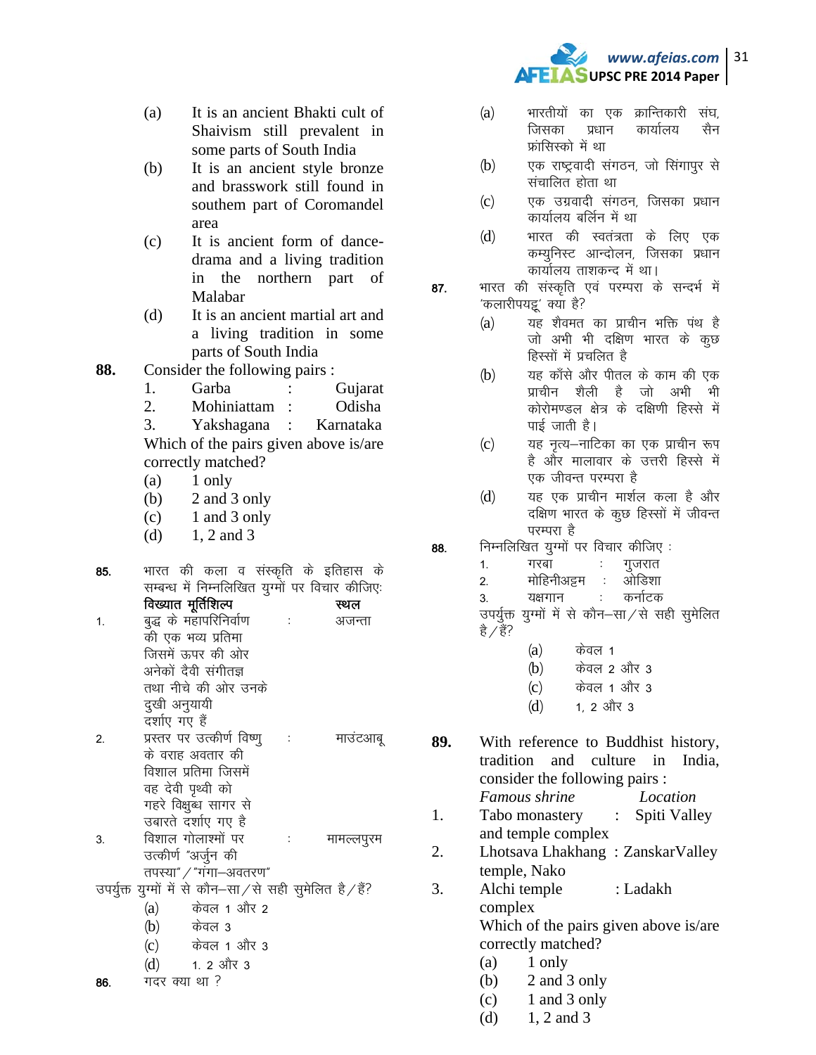(a) It is an ancient Bhakti cult of Shaivism still prevalent in some parts of South India

(b) It is an ancient style bronze and brasswork still found in southem part of Coromandel area

(c) It is ancient form of dance-drama and a living tradition in the northern part of Malabar

(d) It is an ancient martial art and a living tradition in some parts of South India

**88.** Consider the following pairs :

1. Garba : Gujarat
2. Mohiniattam : Odisha
3. Yakshagana : Karnataka

Which of the pairs given above is/are correctly matched?

(a) 1 only
(b) 2 and 3 only
(c) 1 and 3 only
(d) 1, 2 and 3

**85.** भारत की कला व संस्कृति के इतिहास के सम्बन्ध में निम्नलिखित युग्मों पर विचार कीजिए:

| | **विख्यात मूर्तिशिल्प** | | **स्थल** |
|---|---|---|---|
| 1. | बुद्ध के महापरिनिर्वाण की एक भव्य प्रतिमा जिसमें ऊपर की ओर अनेकों दैवी संगीतज्ञ तथा नीचे की ओर उनके दुखी अनुयायी दर्शाए गए हैं | : | अजन्ता |
| 2. | प्रस्तर पर उत्कीर्ण विष्णु के वराह अवतार की विशाल प्रतिमा जिसमें वह देवी पृथ्वी को गहरे विक्षुब्ध सागर से उबारते दर्शाए गए है | : | माउंटआबू |
| 3. | विशाल गोलाश्मों पर उत्कीर्ण "अर्जुन की तपस्या"/"गंगा–अवतरण" | : | मामल्लपुरम |

उपर्युक्त युग्मों में से कौन–सा/से सही सुमेलित है/हैं?

(a) केवल 1 और 2
(b) केवल 3
(c) केवल 1 और 3
(d) 1. 2 और 3

**86.** गदर क्या था ?

(a) भारतीयों का एक क्रान्तिकारी संघ, जिसका प्रधान कार्यालय सैन फ्रांसिस्को में था

(b) एक राष्ट्रवादी संगठन, जो सिंगापुर से संचालित होता था

(c) एक उग्रवादी संगठन, जिसका प्रधान कार्यालय बर्लिन में था

(d) भारत की स्वतंत्रता के लिए एक कम्युनिस्ट आन्दोलन, जिसका प्रधान कार्यालय ताशकन्द में था।

**87.** भारत की संस्कृति एवं परम्परा के सन्दर्भ में 'कलारीपयट्टू' क्या है?

(a) यह शैवमत का प्राचीन भक्ति पंथ है जो अभी भी दक्षिण भारत के कुछ हिस्सों में प्रचलित है

(b) यह काँसे और पीतल के काम की एक प्राचीन शैली है जो अभी भी कोरोमण्डल क्षेत्र के दक्षिणी हिस्से में पाई जाती है।

(c) यह नृत्य–नाटिका का एक प्राचीन रूप है और मालावार के उत्तरी हिस्से में एक जीवन्त परम्परा है

(d) यह एक प्राचीन मार्शल कला है और दक्षिण भारत के कुछ हिस्सों में जीवन्त परम्परा है

**88.** निम्नलिखित युग्मों पर विचार कीजिए :

1. गरबा : गुजरात
2. मोहिनीअट्टम : ओडिशा
3. यक्षगान : कर्नाटक

उपर्युक्त युग्मों में से कौन–सा/से सही सुमेलित है/हैं?

(a) केवल 1
(b) केवल 2 और 3
(c) केवल 1 और 3
(d) 1, 2 और 3

**89.** With reference to Buddhist history, tradition and culture in India, consider the following pairs :

| | *Famous shrine* | | *Location* |
|---|---|---|---|
| 1. | Tabo monastery and temple complex | : | Spiti Valley |
| 2. | Lhotsava Lhakhang temple, Nako | : | ZanskarValley |
| 3. | Alchi temple complex | : | Ladakh |

Which of the pairs given above is/are correctly matched?

(a) 1 only
(b) 2 and 3 only
(c) 1 and 3 only
(d) 1, 2 and 3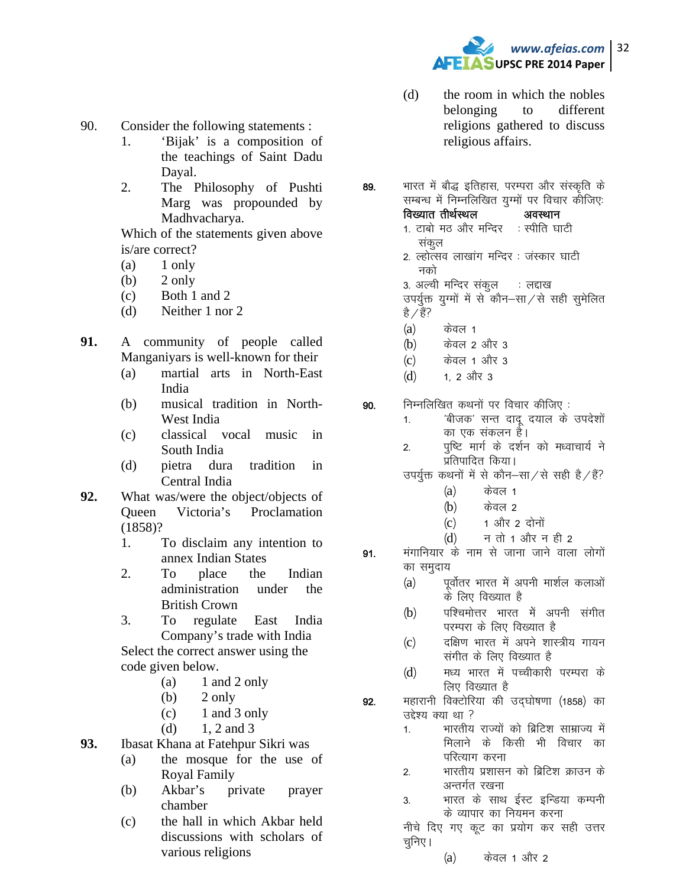90. Consider the following statements :

1. 'Bijak' is a composition of the teachings of Saint Dadu Dayal.
2. The Philosophy of Pushti Marg was propounded by Madhvacharya.

Which of the statements given above is/are correct?

(a) 1 only
(b) 2 only
(c) Both 1 and 2
(d) Neither 1 nor 2

**91.** A community of people called Manganiyars is well-known for their

(a) martial arts in North-East India
(b) musical tradition in North-West India
(c) classical vocal music in South India
(d) pietra dura tradition in Central India

**92.** What was/were the object/objects of Queen Victoria's Proclamation (1858)?

1. To disclaim any intention to annex Indian States
2. To place the Indian administration under the British Crown
3. To regulate East India Company's trade with India

Select the correct answer using the code given below.

(a) 1 and 2 only
(b) 2 only
(c) 1 and 3 only
(d) 1, 2 and 3

**93.** Ibasat Khana at Fatehpur Sikri was

(a) the mosque for the use of Royal Family
(b) Akbar's private prayer chamber
(c) the hall in which Akbar held discussions with scholars of various religions
(d) the room in which the nobles belonging to different religions gathered to discuss religious affairs.

89. भारत में बौद्ध इतिहास, परम्परा और संस्कृति के सम्बन्ध में निम्नलिखित युग्मों पर विचार कीजिए:

| **विख्यात तीर्थस्थल** | **अवस्थान** |
|---|---|
| 1. टाबो मठ और मन्दिर संकुल | : स्पीति घाटी |
| 2. ल्होत्सव लाखांग मन्दिर नको | : जंस्कार घाटी |
| 3. अल्वी मन्दिर संकुल | : लद्दाख |

उपर्युक्त युग्मों में से कौन–सा/से सही सुमेलित है/हैं?

(a) केवल 1
(b) केवल 2 और 3
(c) केवल 1 और 3
(d) 1, 2 और 3

90. निम्नलिखित कथनों पर विचार कीजिए :

1. 'बीजक' सन्त दादू दयाल के उपदेशों का एक संकलन है।
2. पुष्टि मार्ग के दर्शन को मध्वाचार्य ने प्रतिपादित किया।

उपर्युक्त कथनों में से कौन–सा/से सही है/हैं?

(a) केवल 1
(b) केवल 2
(c) 1 और 2 दोनों
(d) न तो 1 और न ही 2

91. मंगानियार के नाम से जाना जाने वाला लोगों का समुदाय

(a) पूर्वोत्तर भारत में अपनी मार्शल कलाओं के लिए विख्यात है
(b) पश्चिमोत्तर भारत में अपनी संगीत परम्परा के लिए विख्यात है
(c) दक्षिण भारत में अपने शास्त्रीय गायन संगीत के लिए विख्यात है
(d) मध्य भारत में पच्चीकारी परम्परा के लिए विख्यात है

92. महारानी विक्टोरिया की उद्घोषणा (1858) का उद्देश्य क्या था ?

1. भारतीय राज्यों को ब्रिटिश साम्राज्य में मिलाने के किसी भी विचार का परित्याग करना
2. भारतीय प्रशासन को ब्रिटिश क्राउन के अन्तर्गत रखना
3. भारत के साथ ईस्ट इन्डिया कम्पनी के व्यापार का नियमन करना

नीचे दिए गए कूट का प्रयोग कर सही उत्तर चुनिए।

(a) केवल 1 और 2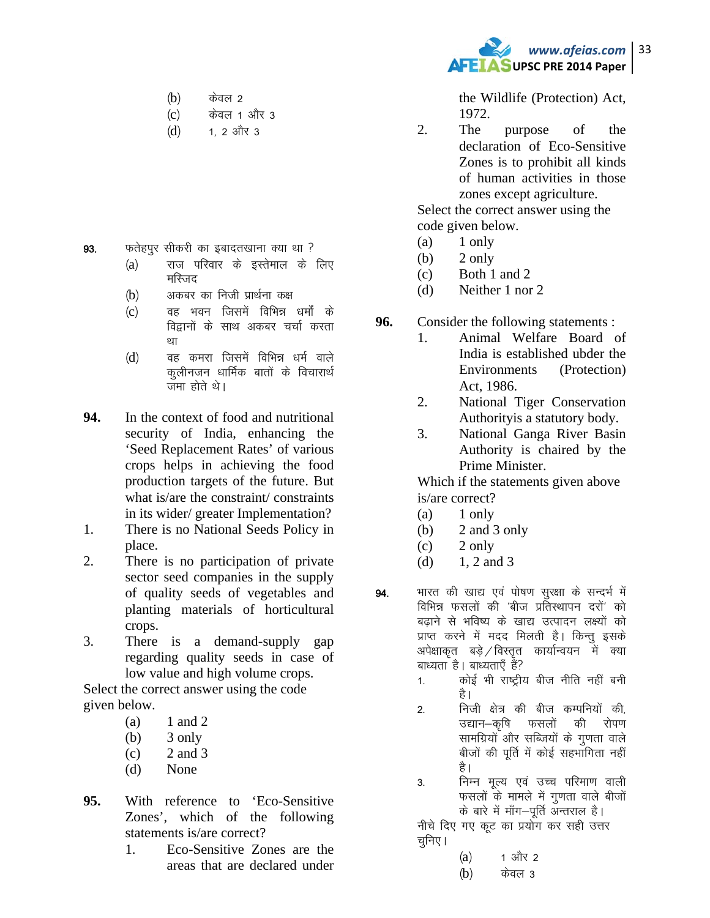(b) केवल 2

(c) केवल 1 और 3

(d) 1, 2 और 3

**93.** फतेहपुर सीकरी का इबादतखाना क्या था ?

(a) राज परिवार के इस्तेमाल के लिए मस्जिद

(b) अकबर का निजी प्रार्थना कक्ष

(c) वह भवन जिसमें विभिन्न धर्मों के विद्वानों के साथ अकबर चर्चा करता था

(d) वह कमरा जिसमें विभिन्न धर्म वाले कुलीनजन धार्मिक बातों के विचारार्थ जमा होते थे।

**94.** In the context of food and nutritional security of India, enhancing the 'Seed Replacement Rates' of various crops helps in achieving the food production targets of the future. But what is/are the constraint/ constraints in its wider/ greater Implementation?

1. There is no National Seeds Policy in place.
2. There is no participation of private sector seed companies in the supply of quality seeds of vegetables and planting materials of horticultural crops.
3. There is a demand-supply gap regarding quality seeds in case of low value and high volume crops.

Select the correct answer using the code given below.

(a) 1 and 2

(b) 3 only

(c) 2 and 3

(d) None

**95.** With reference to 'Eco-Sensitive Zones', which of the following statements is/are correct?

1. Eco-Sensitive Zones are the areas that are declared under the Wildlife (Protection) Act, 1972.
2. The purpose of the declaration of Eco-Sensitive Zones is to prohibit all kinds of human activities in those zones except agriculture.

Select the correct answer using the code given below.

(a) 1 only

(b) 2 only

(c) Both 1 and 2

(d) Neither 1 nor 2

**96.** Consider the following statements :

1. Animal Welfare Board of India is established ubder the Environments (Protection) Act, 1986.
2. National Tiger Conservation Authorityis a statutory body.
3. National Ganga River Basin Authority is chaired by the Prime Minister.

Which if the statements given above is/are correct?

(a) 1 only

(b) 2 and 3 only

(c) 2 only

(d) 1, 2 and 3

**94.** भारत की खाद्य एवं पोषण सुरक्षा के सन्दर्भ में विभिन्न फसलों की 'बीज प्रतिस्थापन दरों' को बढ़ाने से भविष्य के खाद्य उत्पादन लक्ष्यों को प्राप्त करने में मदद मिलती है। किन्तु इसके अपेक्षाकृत बड़े/विस्तृत कार्यान्वयन में क्या बाध्यता है। बाध्यताएँ हैं?

1. कोई भी राष्ट्रीय बीज नीति नहीं बनी है।
2. निजी क्षेत्र की बीज कम्पनियों की, उद्यान–कृषि फसलों की रोपण सामग्रियों और सब्जियों के गुणता वाले बीजों की पूर्ति में कोई सहभागिता नहीं है।
3. निम्न मूल्य एवं उच्च परिमाण वाली फसलों के मामले में गुणता वाले बीजों के बारे में माँग–पूर्ति अन्तराल है।

नीचे दिए गए कूट का प्रयोग कर सही उत्तर चुनिए।

(a) 1 और 2

(b) केवल 3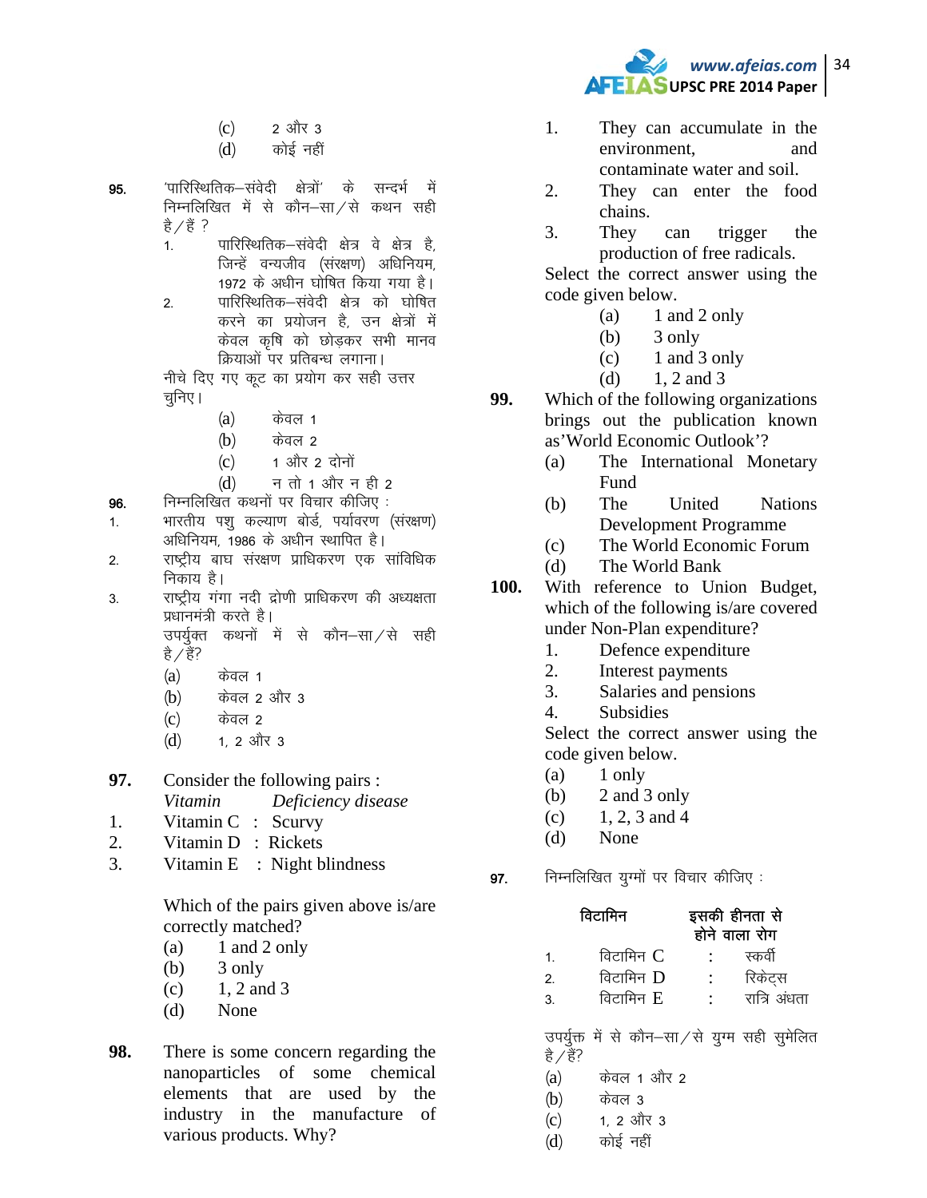(c) 2 और 3
(d) कोई नहीं

**95.** 'पारिस्थितिक–संवेदी क्षेत्रों' के सन्दर्भ में निम्नलिखित में से कौन–सा/से कथन सही है/हैं ?

1. पारिस्थितिक–संवेदी क्षेत्र वे क्षेत्र है, जिन्हें वन्यजीव (संरक्षण) अधिनियम, 1972 के अधीन घोषित किया गया है।
2. पारिस्थितिक–संवेदी क्षेत्र को घोषित करने का प्रयोजन है, उन क्षेत्रों में केवल कृषि को छोड़कर सभी मानव क्रियाओं पर प्रतिबन्ध लगाना।

नीचे दिए गए कूट का प्रयोग कर सही उत्तर चुनिए।

(a) केवल 1
(b) केवल 2
(c) 1 और 2 दोनों
(d) न तो 1 और न ही 2

**96.** निम्नलिखित कथनों पर विचार कीजिए :

1. भारतीय पशु कल्याण बोर्ड, पर्यावरण (संरक्षण) अधिनियम, 1986 के अधीन स्थापित है।
2. राष्ट्रीय बाघ संरक्षण प्राधिकरण एक सांविधिक निकाय है।
3. राष्ट्रीय गंगा नदी द्रोणी प्राधिकरण की अध्यक्षता प्रधानमंत्री करते है।

उपर्युक्त कथनों में से कौन–सा/से सही है/हैं?

(a) केवल 1
(b) केवल 2 और 3
(c) केवल 2
(d) 1, 2 और 3

**97.** Consider the following pairs :

| | *Vitamin* | | *Deficiency disease* |
|---|---|---|---|
| 1. | Vitamin C | : | Scurvy |
| 2. | Vitamin D | : | Rickets |
| 3. | Vitamin E | : | Night blindness |

Which of the pairs given above is/are correctly matched?

(a) 1 and 2 only
(b) 3 only
(c) 1, 2 and 3
(d) None

**98.** There is some concern regarding the nanoparticles of some chemical elements that are used by the industry in the manufacture of various products. Why?

1. They can accumulate in the environment, and contaminate water and soil.
2. They can enter the food chains.
3. They can trigger the production of free radicals.

Select the correct answer using the code given below.

(a) 1 and 2 only
(b) 3 only
(c) 1 and 3 only
(d) 1, 2 and 3

**99.** Which of the following organizations brings out the publication known as'World Economic Outlook'?

(a) The International Monetary Fund
(b) The United Nations Development Programme
(c) The World Economic Forum
(d) The World Bank

**100.** With reference to Union Budget, which of the following is/are covered under Non-Plan expenditure?

1. Defence expenditure
2. Interest payments
3. Salaries and pensions
4. Subsidies

Select the correct answer using the code given below.

(a) 1 only
(b) 2 and 3 only
(c) 1, 2, 3 and 4
(d) None

**97.** निम्नलिखित युग्मों पर विचार कीजिए :

| | **विटामिन** | | **इसकी हीनता से होने वाला रोग** |
|---|---|---|---|
| 1. | विटामिन C | : | स्कर्वी |
| 2. | विटामिन D | : | रिकेट्स |
| 3. | विटामिन E | : | रात्रि अंधता |

उपर्युक्त में से कौन–सा/से युग्म सही सुमेलित है/हैं?

(a) केवल 1 और 2
(b) केवल 3
(c) 1, 2 और 3
(d) कोई नहीं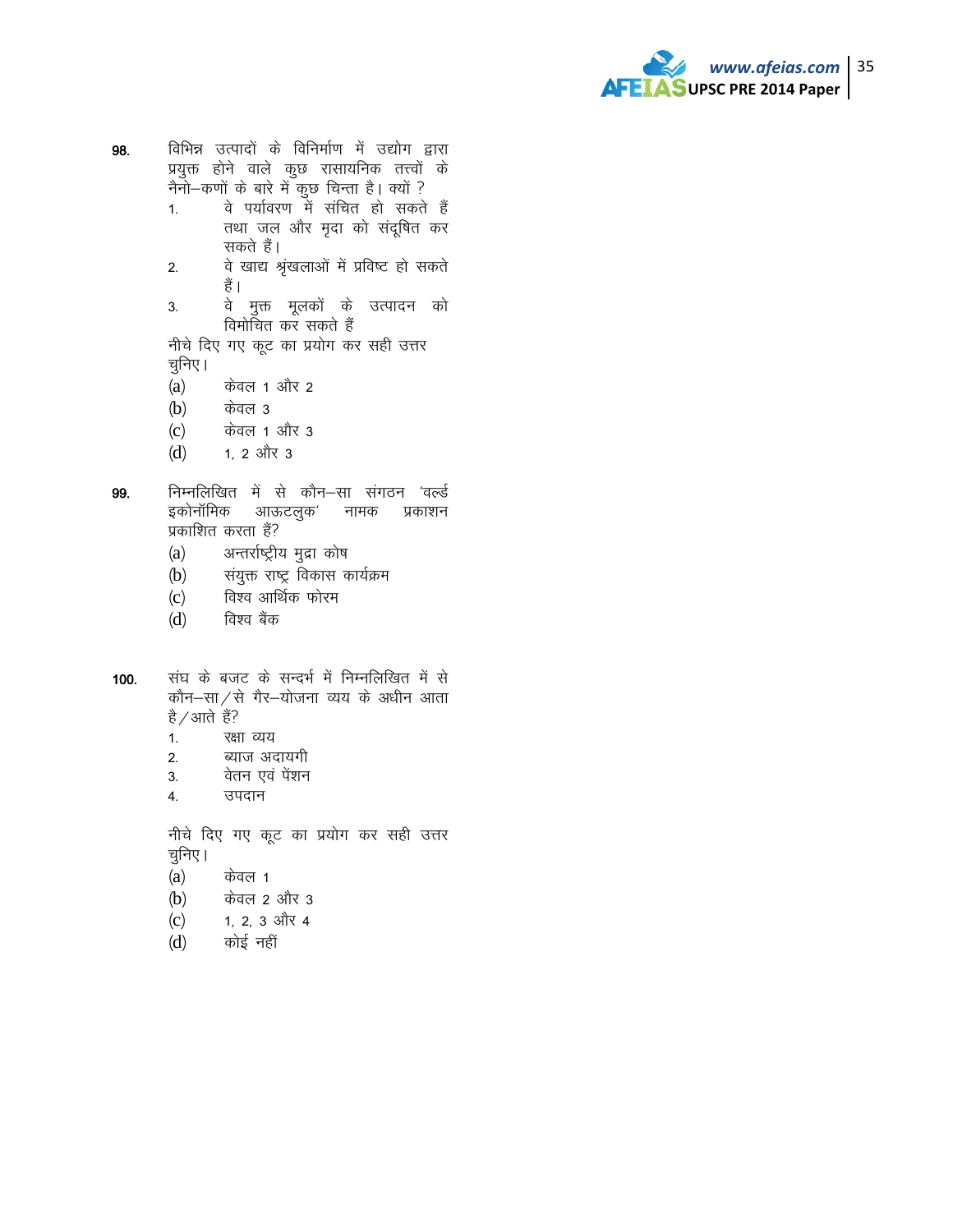98. विभिन्न उत्पादों के विनिर्माण में उद्योग द्वारा प्रयुक्त होने वाले कुछ रासायनिक तत्त्वों के नैनो–कणों के बारे में कुछ चिन्ता है। क्यों ?

1. वे पर्यावरण में संचित हो सकते हैं तथा जल और मृदा को संदूषित कर सकते हैं।
2. वे खाद्य श्रृंखलाओं में प्रविष्ट हो सकते हैं।
3. वे मुक्त मूलकों के उत्पादन को विमोचित कर सकते हैं

नीचे दिए गए कूट का प्रयोग कर सही उत्तर चुनिए।

(a) केवल 1 और 2
(b) केवल 3
(c) केवल 1 और 3
(d) 1, 2 और 3

99. निम्नलिखित में से कौन–सा संगठन 'वर्ल्ड इकोनॉमिक आऊटलुक' नामक प्रकाशन प्रकाशित करता हैं?

(a) अन्तर्राष्ट्रीय मुद्रा कोष
(b) संयुक्त राष्ट्र विकास कार्यक्रम
(c) विश्व आर्थिक फोरम
(d) विश्व बैंक

100. संघ के बजट के सन्दर्भ में निम्नलिखित में से कौन–सा/से गैर–योजना व्यय के अधीन आता है/आते हैं?

1. रक्षा व्यय
2. ब्याज अदायगी
3. वेतन एवं पेंशन
4. उपदान

नीचे दिए गए कूट का प्रयोग कर सही उत्तर चुनिए।

(a) केवल 1
(b) केवल 2 और 3
(c) 1, 2, 3 और 4
(d) कोई नहीं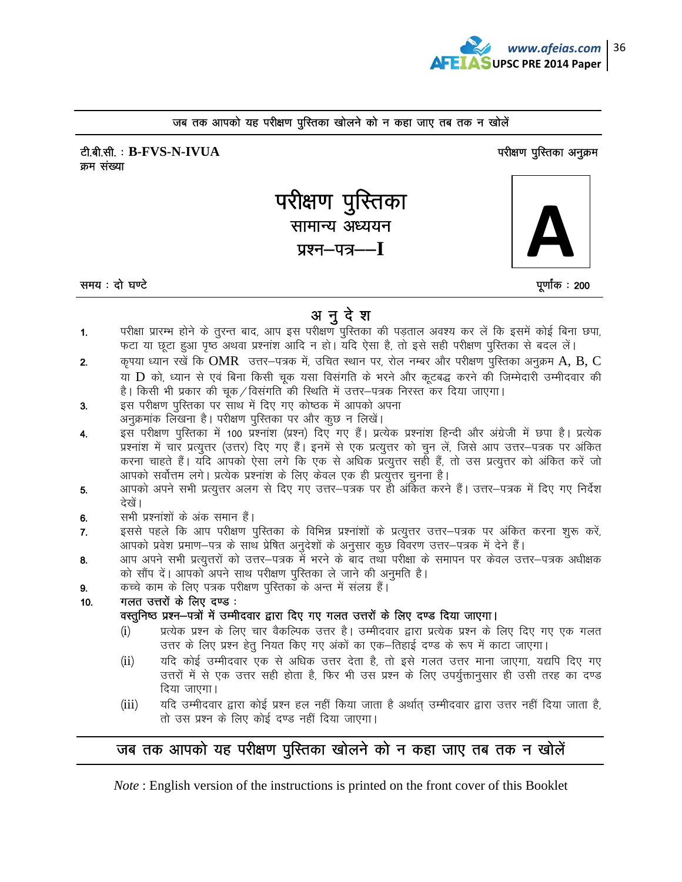**जब तक आपको यह परीक्षण पुस्तिका खोलने को न कहा जाए तब तक न खोलें**

टी.बी.सी. : **B-FVS-N-IVUA**
क्रम संख्या

परीक्षण पुस्तिका अनुक्रम

# परीक्षण पुस्तिका
## सामान्य अध्ययन
## प्रश्न–पत्र—I

**A**

समय : दो घण्टे

पूर्णांक : 200

## अ नु दे श

1. परीक्षा प्रारम्भ होने के तुरन्त बाद, आप इस परीक्षण पुस्तिका की पड़ताल अवश्य कर लें कि इसमें कोई बिना छपा, फटा या छूटा हुआ पृष्ठ अथवा प्रश्नांश आदि न हो। यदि ऐसा है, तो इसे सही परीक्षण पुस्तिका से बदल लें।
2. कृपया ध्यान रखें कि OMR उत्तर–पत्रक में, उचित स्थान पर, रोल नम्बर और परीक्षण पुस्तिका अनुक्रम A, B, C या D को, ध्यान से एवं बिना किसी चूक या विसंगति के भरने और कूटबद्ध करने की जिम्मेदारी उम्मीदवार की है। किसी भी प्रकार की चूक/विसंगति की स्थिति में उत्तर–पत्रक निरस्त कर दिया जाएगा।
3. इस परीक्षण पुस्तिका पर साथ में दिए गए कोष्ठक में आपको अपना अनुक्रमांक लिखना है। परीक्षण पुस्तिका पर और कुछ न लिखें।
4. इस परीक्षण पुस्तिका में 100 प्रश्नांश (प्रश्न) दिए गए हैं। प्रत्येक प्रश्नांश हिन्दी और अंग्रेजी में छपा है। प्रत्येक प्रश्नांश में चार प्रत्युत्तर (उत्तर) दिए गए हैं। इनमें से एक प्रत्युत्तर को चुन लें, जिसे आप उत्तर–पत्रक पर अंकित करना चाहते हैं। यदि आपको ऐसा लगे कि एक से अधिक प्रत्युत्तर सही हैं, तो उस प्रत्युत्तर को अंकित करें जो आपको सर्वोत्तम लगे। प्रत्येक प्रश्नांश के लिए केवल एक ही प्रत्युत्तर चुनना है।
5. आपको अपने सभी प्रत्युत्तर अलग से दिए गए उत्तर–पत्रक पर ही अंकित करने हैं। उत्तर–पत्रक में दिए गए निर्देश देखें।
6. सभी प्रश्नांशों के अंक समान हैं।
7. इससे पहले कि आप परीक्षण पुस्तिका के विभिन्न प्रश्नांशों के प्रत्युत्तर उत्तर–पत्रक पर अंकित करना शुरू करें, आपको प्रवेश प्रमाण–पत्र के साथ प्रेषित अनुदेशों के अनुसार कुछ विवरण उत्तर–पत्रक में देने हैं।
8. आप अपने सभी प्रत्युत्तरों को उत्तर–पत्रक में भरने के बाद तथा परीक्षा के समापन पर केवल उत्तर–पत्रक अधीक्षक को सौंप दें। आपको अपने साथ परीक्षण पुस्तिका ले जाने की अनुमति है।
9. कच्चे काम के लिए पत्रक परीक्षण पुस्तिका के अन्त में संलग्न हैं।
10. **गलत उत्तरों के लिए दण्ड :**

    **वस्तुनिष्ठ प्रश्न–पत्रों में उम्मीदवार द्वारा दिए गए गलत उत्तरों के लिए दण्ड दिया जाएगा।**

    (i) प्रत्येक प्रश्न के लिए चार वैकल्पिक उत्तर है। उम्मीदवार द्वारा प्रत्येक प्रश्न के लिए दिए गए एक गलत उत्तर के लिए प्रश्न हेतु नियत किए गए अंकों का एक–तिहाई दण्ड के रूप में काटा जाएगा।

    (ii) यदि कोई उम्मीदवार एक से अधिक उत्तर देता है, तो इसे गलत उत्तर माना जाएगा, यद्यपि दिए गए उत्तरों में से एक उत्तर सही होता है, फिर भी उस प्रश्न के लिए उपर्युक्तानुसार ही उसी तरह का दण्ड दिया जाएगा।

    (iii) यदि उम्मीदवार द्वारा कोई प्रश्न हल नहीं किया जाता है अर्थात् उम्मीदवार द्वारा उत्तर नहीं दिया जाता है, तो उस प्रश्न के लिए कोई दण्ड नहीं दिया जाएगा।

**जब तक आपको यह परीक्षण पुस्तिका खोलने को न कहा जाए तब तक न खोलें**

*Note* : English version of the instructions is printed on the front cover of this Booklet